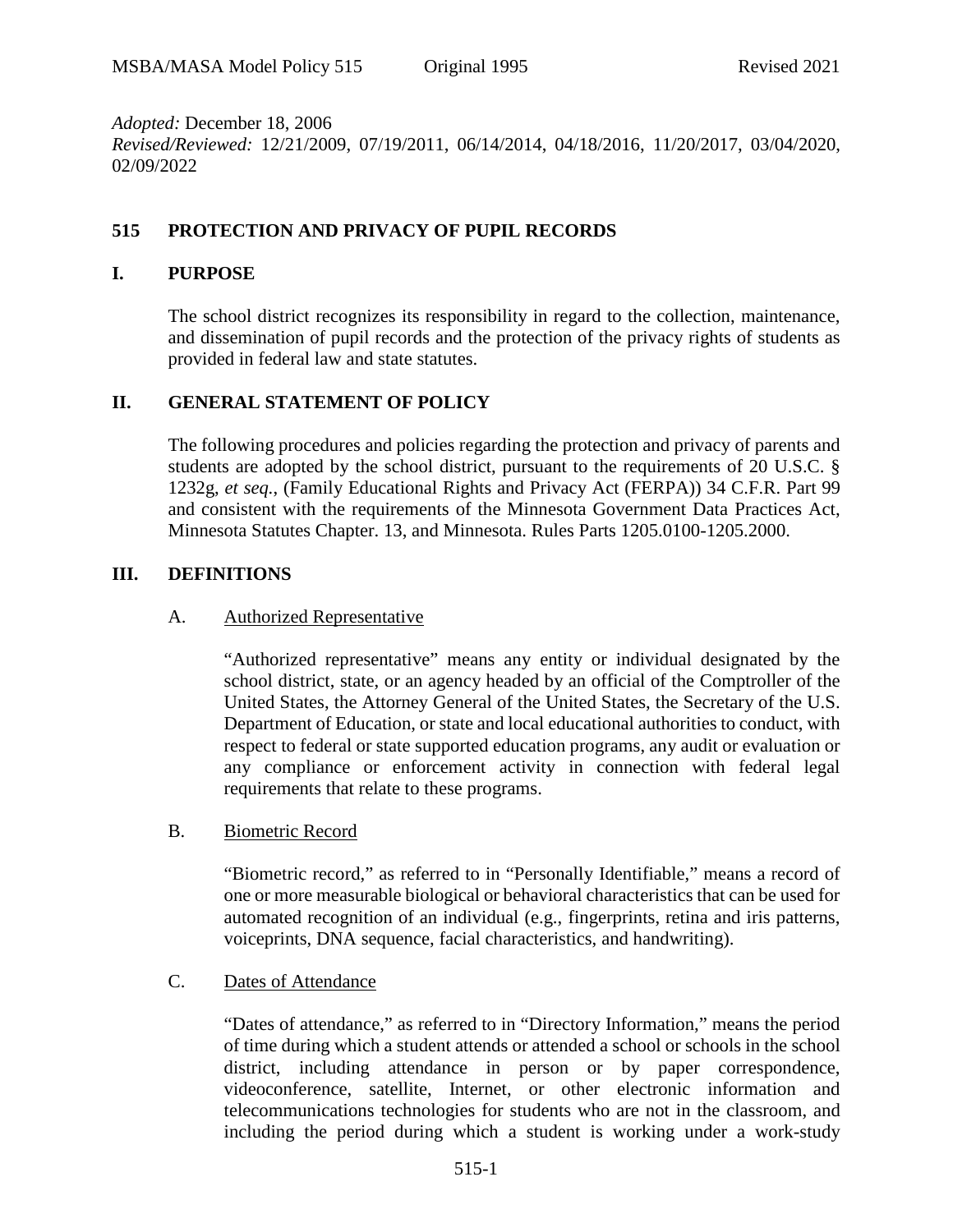*Adopted:* December 18, 2006
*Revised/Reviewed:* 12/21/2009, 07/19/2011, 06/14/2014, 04/18/2016, 11/20/2017, 03/04/2020, 02/09/2022

# 515 PROTECTION AND PRIVACY OF PUPIL RECORDS

## I. PURPOSE

The school district recognizes its responsibility in regard to the collection, maintenance, and dissemination of pupil records and the protection of the privacy rights of students as provided in federal law and state statutes.

## II. GENERAL STATEMENT OF POLICY

The following procedures and policies regarding the protection and privacy of parents and students are adopted by the school district, pursuant to the requirements of 20 U.S.C. § 1232g, *et seq.*, (Family Educational Rights and Privacy Act (FERPA)) 34 C.F.R. Part 99 and consistent with the requirements of the Minnesota Government Data Practices Act, Minnesota Statutes Chapter. 13, and Minnesota. Rules Parts 1205.0100-1205.2000.

## III. DEFINITIONS

A. Authorized Representative

"Authorized representative" means any entity or individual designated by the school district, state, or an agency headed by an official of the Comptroller of the United States, the Attorney General of the United States, the Secretary of the U.S. Department of Education, or state and local educational authorities to conduct, with respect to federal or state supported education programs, any audit or evaluation or any compliance or enforcement activity in connection with federal legal requirements that relate to these programs.

B. Biometric Record

"Biometric record," as referred to in "Personally Identifiable," means a record of one or more measurable biological or behavioral characteristics that can be used for automated recognition of an individual (e.g., fingerprints, retina and iris patterns, voiceprints, DNA sequence, facial characteristics, and handwriting).

C. Dates of Attendance

"Dates of attendance," as referred to in "Directory Information," means the period of time during which a student attends or attended a school or schools in the school district, including attendance in person or by paper correspondence, videoconference, satellite, Internet, or other electronic information and telecommunications technologies for students who are not in the classroom, and including the period during which a student is working under a work-study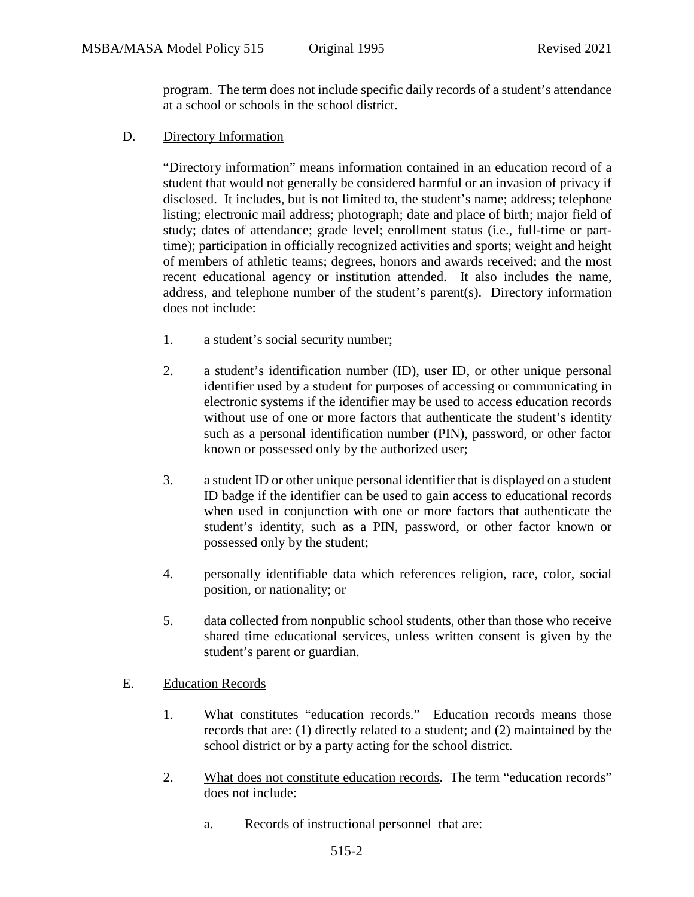program. The term does not include specific daily records of a student's attendance at a school or schools in the school district.

D. Directory Information

"Directory information" means information contained in an education record of a student that would not generally be considered harmful or an invasion of privacy if disclosed. It includes, but is not limited to, the student's name; address; telephone listing; electronic mail address; photograph; date and place of birth; major field of study; dates of attendance; grade level; enrollment status (i.e., full-time or part-time); participation in officially recognized activities and sports; weight and height of members of athletic teams; degrees, honors and awards received; and the most recent educational agency or institution attended. It also includes the name, address, and telephone number of the student's parent(s). Directory information does not include:

1. a student's social security number;

2. a student's identification number (ID), user ID, or other unique personal identifier used by a student for purposes of accessing or communicating in electronic systems if the identifier may be used to access education records without use of one or more factors that authenticate the student's identity such as a personal identification number (PIN), password, or other factor known or possessed only by the authorized user;

3. a student ID or other unique personal identifier that is displayed on a student ID badge if the identifier can be used to gain access to educational records when used in conjunction with one or more factors that authenticate the student's identity, such as a PIN, password, or other factor known or possessed only by the student;

4. personally identifiable data which references religion, race, color, social position, or nationality; or

5. data collected from nonpublic school students, other than those who receive shared time educational services, unless written consent is given by the student's parent or guardian.

E. Education Records

1. What constitutes "education records." Education records means those records that are: (1) directly related to a student; and (2) maintained by the school district or by a party acting for the school district.

2. What does not constitute education records. The term "education records" does not include:

   a. Records of instructional personnel that are: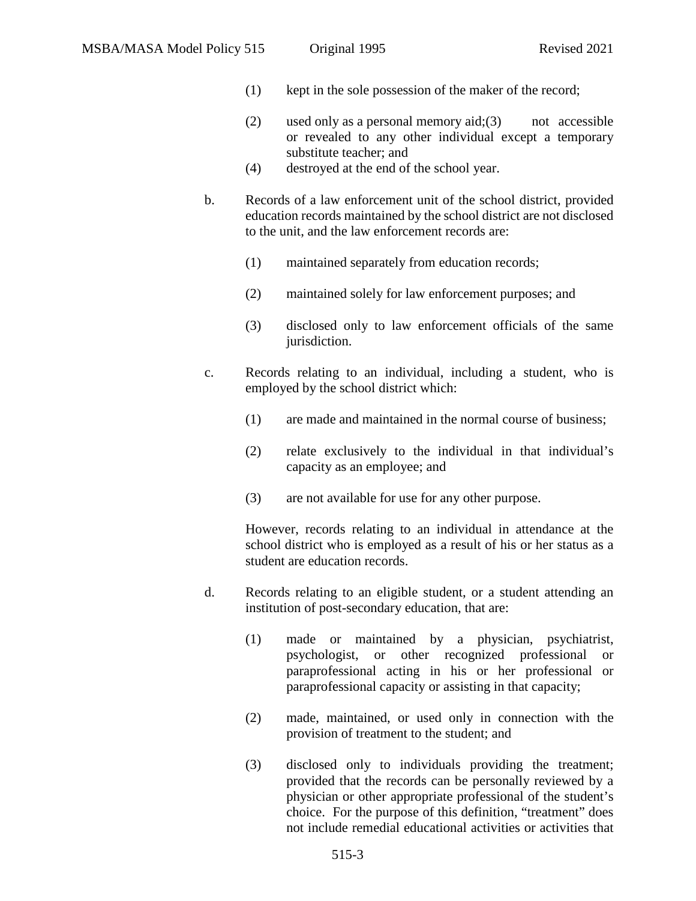(1) kept in the sole possession of the maker of the record;

(2) used only as a personal memory aid;

(3) not accessible or revealed to any other individual except a temporary substitute teacher; and

(4) destroyed at the end of the school year.

b. Records of a law enforcement unit of the school district, provided education records maintained by the school district are not disclosed to the unit, and the law enforcement records are:

(1) maintained separately from education records;

(2) maintained solely for law enforcement purposes; and

(3) disclosed only to law enforcement officials of the same jurisdiction.

c. Records relating to an individual, including a student, who is employed by the school district which:

(1) are made and maintained in the normal course of business;

(2) relate exclusively to the individual in that individual's capacity as an employee; and

(3) are not available for use for any other purpose.

However, records relating to an individual in attendance at the school district who is employed as a result of his or her status as a student are education records.

d. Records relating to an eligible student, or a student attending an institution of post-secondary education, that are:

(1) made or maintained by a physician, psychiatrist, psychologist, or other recognized professional or paraprofessional acting in his or her professional or paraprofessional capacity or assisting in that capacity;

(2) made, maintained, or used only in connection with the provision of treatment to the student; and

(3) disclosed only to individuals providing the treatment; provided that the records can be personally reviewed by a physician or other appropriate professional of the student's choice. For the purpose of this definition, "treatment" does not include remedial educational activities or activities that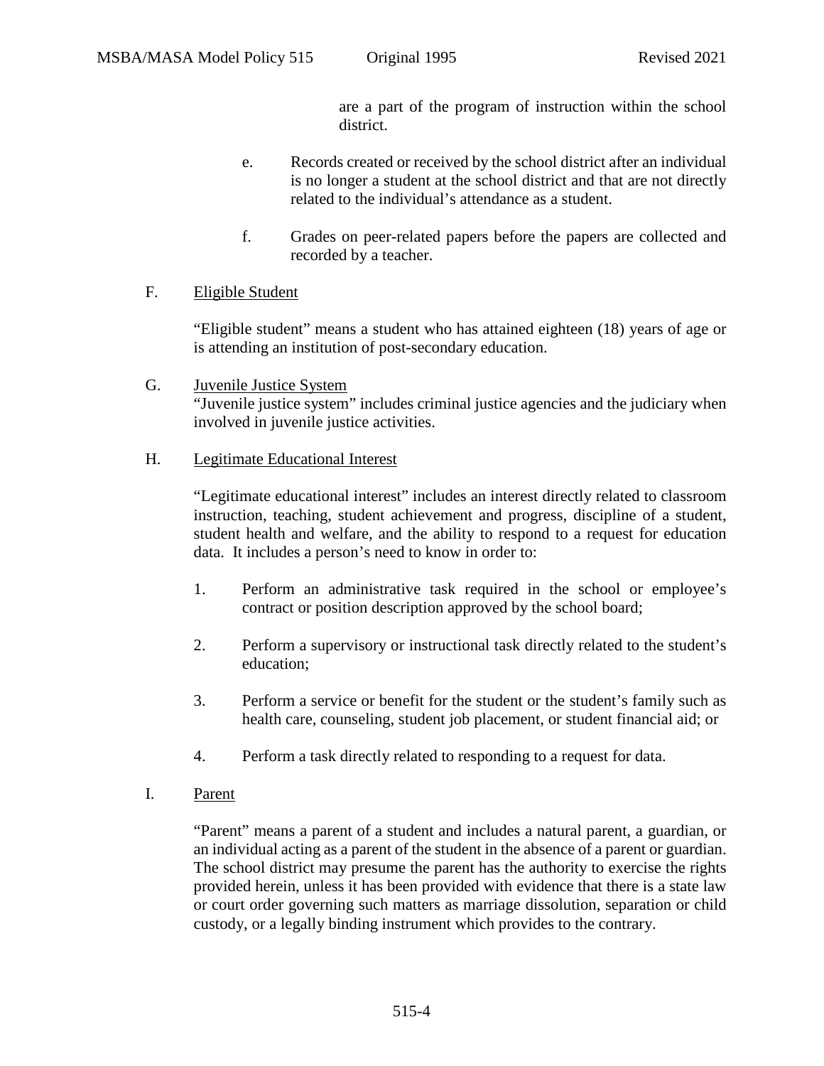are a part of the program of instruction within the school district.

e. Records created or received by the school district after an individual is no longer a student at the school district and that are not directly related to the individual's attendance as a student.

f. Grades on peer-related papers before the papers are collected and recorded by a teacher.

F. Eligible Student

"Eligible student" means a student who has attained eighteen (18) years of age or is attending an institution of post-secondary education.

G. Juvenile Justice System

"Juvenile justice system" includes criminal justice agencies and the judiciary when involved in juvenile justice activities.

H. Legitimate Educational Interest

"Legitimate educational interest" includes an interest directly related to classroom instruction, teaching, student achievement and progress, discipline of a student, student health and welfare, and the ability to respond to a request for education data. It includes a person's need to know in order to:

1. Perform an administrative task required in the school or employee's contract or position description approved by the school board;

2. Perform a supervisory or instructional task directly related to the student's education;

3. Perform a service or benefit for the student or the student's family such as health care, counseling, student job placement, or student financial aid; or

4. Perform a task directly related to responding to a request for data.

I. Parent

"Parent" means a parent of a student and includes a natural parent, a guardian, or an individual acting as a parent of the student in the absence of a parent or guardian. The school district may presume the parent has the authority to exercise the rights provided herein, unless it has been provided with evidence that there is a state law or court order governing such matters as marriage dissolution, separation or child custody, or a legally binding instrument which provides to the contrary.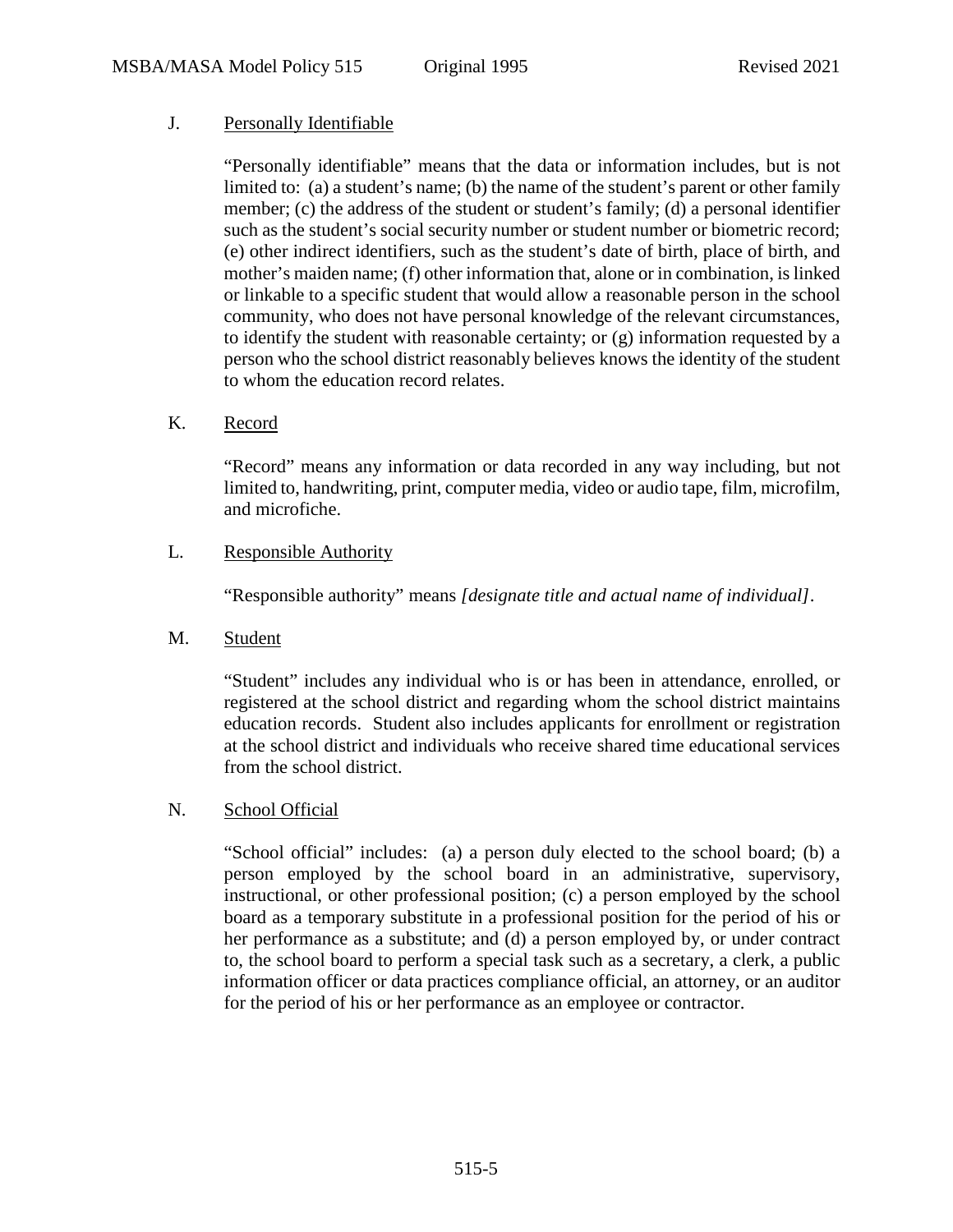J. Personally Identifiable

"Personally identifiable" means that the data or information includes, but is not limited to: (a) a student's name; (b) the name of the student's parent or other family member; (c) the address of the student or student's family; (d) a personal identifier such as the student's social security number or student number or biometric record; (e) other indirect identifiers, such as the student's date of birth, place of birth, and mother's maiden name; (f) other information that, alone or in combination, is linked or linkable to a specific student that would allow a reasonable person in the school community, who does not have personal knowledge of the relevant circumstances, to identify the student with reasonable certainty; or (g) information requested by a person who the school district reasonably believes knows the identity of the student to whom the education record relates.

K. Record

"Record" means any information or data recorded in any way including, but not limited to, handwriting, print, computer media, video or audio tape, film, microfilm, and microfiche.

L. Responsible Authority

"Responsible authority" means *[designate title and actual name of individual]*.

M. Student

"Student" includes any individual who is or has been in attendance, enrolled, or registered at the school district and regarding whom the school district maintains education records. Student also includes applicants for enrollment or registration at the school district and individuals who receive shared time educational services from the school district.

N. School Official

"School official" includes: (a) a person duly elected to the school board; (b) a person employed by the school board in an administrative, supervisory, instructional, or other professional position; (c) a person employed by the school board as a temporary substitute in a professional position for the period of his or her performance as a substitute; and (d) a person employed by, or under contract to, the school board to perform a special task such as a secretary, a clerk, a public information officer or data practices compliance official, an attorney, or an auditor for the period of his or her performance as an employee or contractor.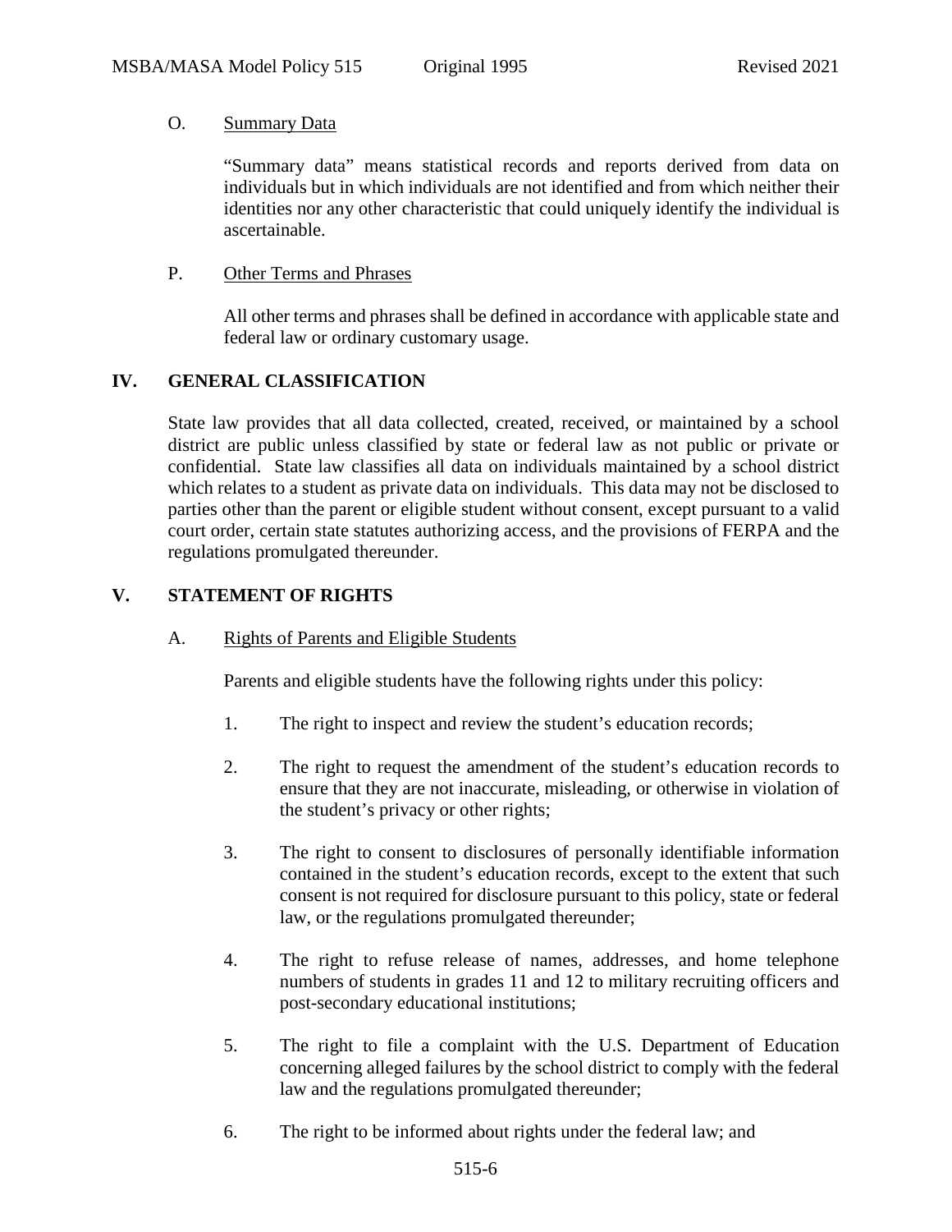O. Summary Data

"Summary data" means statistical records and reports derived from data on individuals but in which individuals are not identified and from which neither their identities nor any other characteristic that could uniquely identify the individual is ascertainable.

P. Other Terms and Phrases

All other terms and phrases shall be defined in accordance with applicable state and federal law or ordinary customary usage.

## IV. GENERAL CLASSIFICATION

State law provides that all data collected, created, received, or maintained by a school district are public unless classified by state or federal law as not public or private or confidential. State law classifies all data on individuals maintained by a school district which relates to a student as private data on individuals. This data may not be disclosed to parties other than the parent or eligible student without consent, except pursuant to a valid court order, certain state statutes authorizing access, and the provisions of FERPA and the regulations promulgated thereunder.

## V. STATEMENT OF RIGHTS

A. Rights of Parents and Eligible Students

Parents and eligible students have the following rights under this policy:

1. The right to inspect and review the student's education records;

2. The right to request the amendment of the student's education records to ensure that they are not inaccurate, misleading, or otherwise in violation of the student's privacy or other rights;

3. The right to consent to disclosures of personally identifiable information contained in the student's education records, except to the extent that such consent is not required for disclosure pursuant to this policy, state or federal law, or the regulations promulgated thereunder;

4. The right to refuse release of names, addresses, and home telephone numbers of students in grades 11 and 12 to military recruiting officers and post-secondary educational institutions;

5. The right to file a complaint with the U.S. Department of Education concerning alleged failures by the school district to comply with the federal law and the regulations promulgated thereunder;

6. The right to be informed about rights under the federal law; and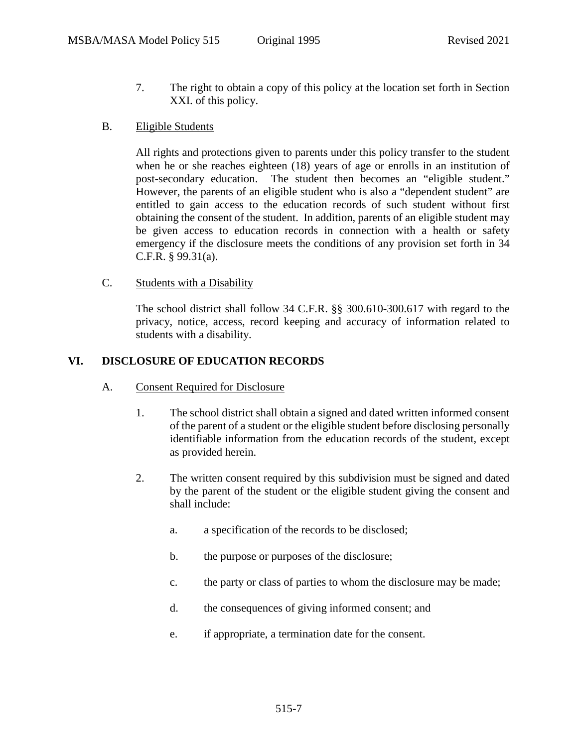7. The right to obtain a copy of this policy at the location set forth in Section XXI. of this policy.

B. Eligible Students

All rights and protections given to parents under this policy transfer to the student when he or she reaches eighteen (18) years of age or enrolls in an institution of post-secondary education. The student then becomes an "eligible student." However, the parents of an eligible student who is also a "dependent student" are entitled to gain access to the education records of such student without first obtaining the consent of the student. In addition, parents of an eligible student may be given access to education records in connection with a health or safety emergency if the disclosure meets the conditions of any provision set forth in 34 C.F.R. § 99.31(a).

C. Students with a Disability

The school district shall follow 34 C.F.R. §§ 300.610-300.617 with regard to the privacy, notice, access, record keeping and accuracy of information related to students with a disability.

## VI. DISCLOSURE OF EDUCATION RECORDS

A. Consent Required for Disclosure

1. The school district shall obtain a signed and dated written informed consent of the parent of a student or the eligible student before disclosing personally identifiable information from the education records of the student, except as provided herein.

2. The written consent required by this subdivision must be signed and dated by the parent of the student or the eligible student giving the consent and shall include:

   a. a specification of the records to be disclosed;

   b. the purpose or purposes of the disclosure;

   c. the party or class of parties to whom the disclosure may be made;

   d. the consequences of giving informed consent; and

   e. if appropriate, a termination date for the consent.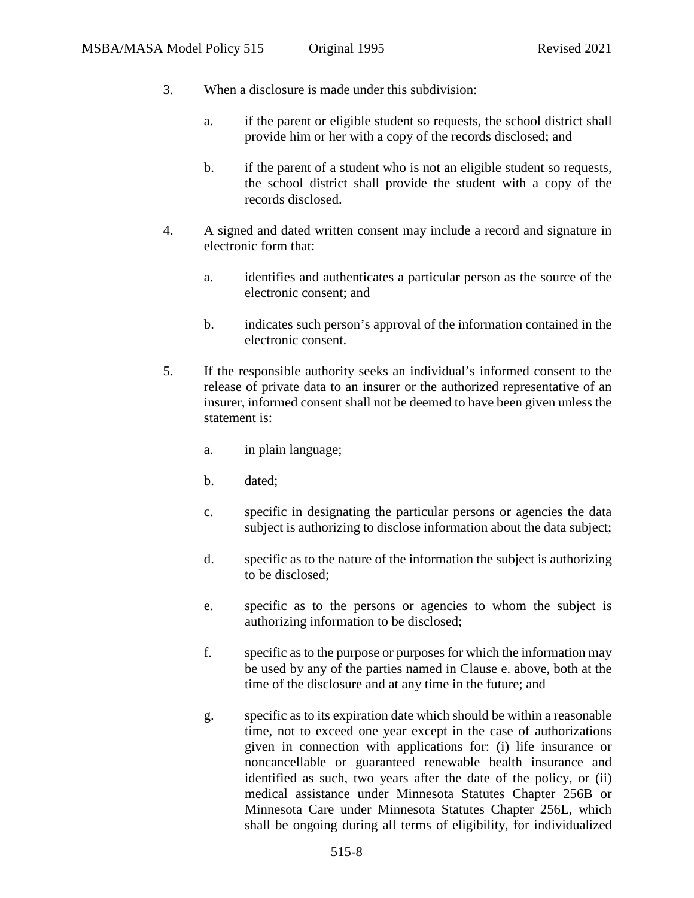3. When a disclosure is made under this subdivision:

   a. if the parent or eligible student so requests, the school district shall provide him or her with a copy of the records disclosed; and

   b. if the parent of a student who is not an eligible student so requests, the school district shall provide the student with a copy of the records disclosed.

4. A signed and dated written consent may include a record and signature in electronic form that:

   a. identifies and authenticates a particular person as the source of the electronic consent; and

   b. indicates such person's approval of the information contained in the electronic consent.

5. If the responsible authority seeks an individual's informed consent to the release of private data to an insurer or the authorized representative of an insurer, informed consent shall not be deemed to have been given unless the statement is:

   a. in plain language;

   b. dated;

   c. specific in designating the particular persons or agencies the data subject is authorizing to disclose information about the data subject;

   d. specific as to the nature of the information the subject is authorizing to be disclosed;

   e. specific as to the persons or agencies to whom the subject is authorizing information to be disclosed;

   f. specific as to the purpose or purposes for which the information may be used by any of the parties named in Clause e. above, both at the time of the disclosure and at any time in the future; and

   g. specific as to its expiration date which should be within a reasonable time, not to exceed one year except in the case of authorizations given in connection with applications for: (i) life insurance or noncancellable or guaranteed renewable health insurance and identified as such, two years after the date of the policy, or (ii) medical assistance under Minnesota Statutes Chapter 256B or Minnesota Care under Minnesota Statutes Chapter 256L, which shall be ongoing during all terms of eligibility, for individualized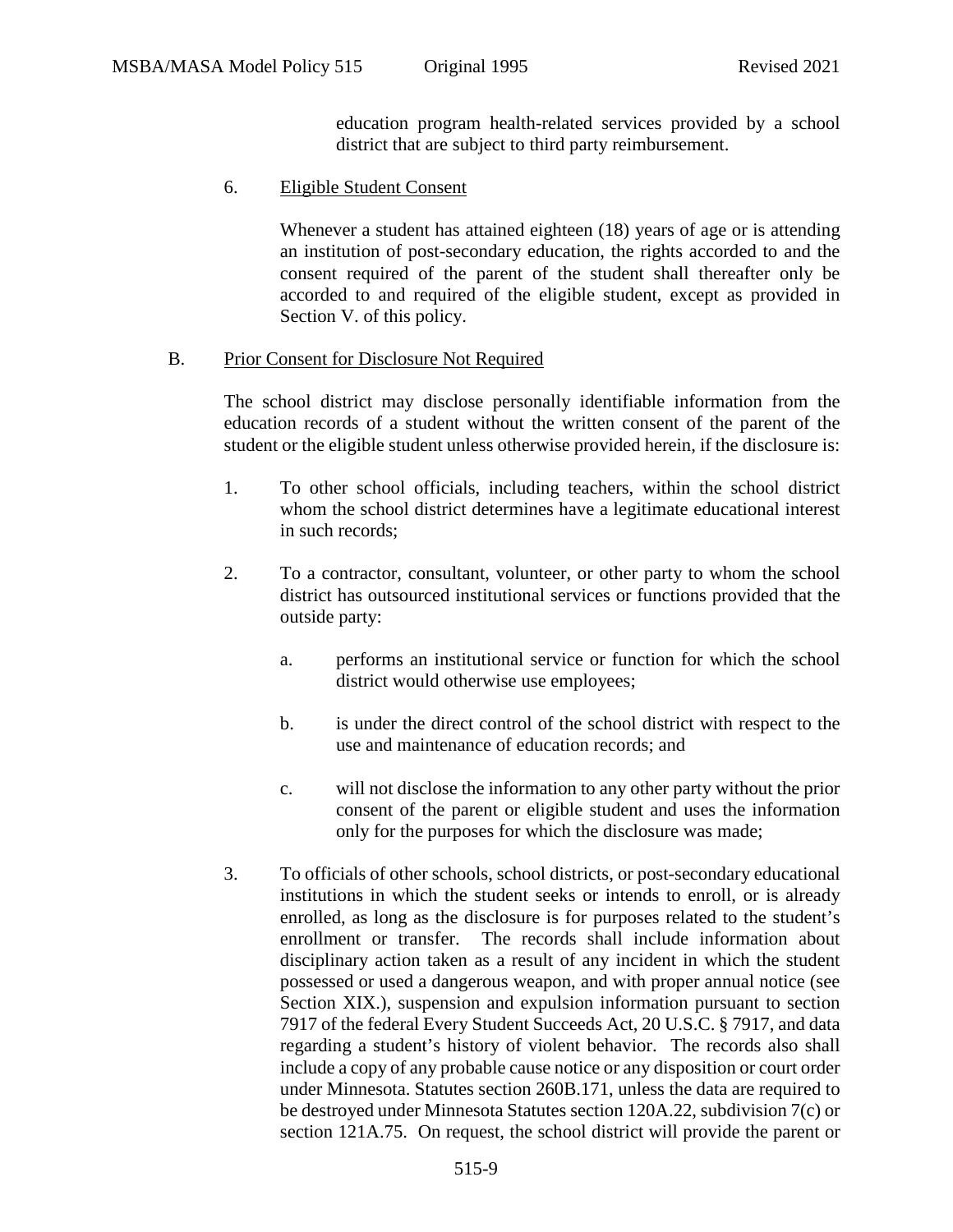education program health-related services provided by a school district that are subject to third party reimbursement.

6. Eligible Student Consent

Whenever a student has attained eighteen (18) years of age or is attending an institution of post-secondary education, the rights accorded to and the consent required of the parent of the student shall thereafter only be accorded to and required of the eligible student, except as provided in Section V. of this policy.

B. Prior Consent for Disclosure Not Required

The school district may disclose personally identifiable information from the education records of a student without the written consent of the parent of the student or the eligible student unless otherwise provided herein, if the disclosure is:

1. To other school officials, including teachers, within the school district whom the school district determines have a legitimate educational interest in such records;

2. To a contractor, consultant, volunteer, or other party to whom the school district has outsourced institutional services or functions provided that the outside party:

   a. performs an institutional service or function for which the school district would otherwise use employees;

   b. is under the direct control of the school district with respect to the use and maintenance of education records; and

   c. will not disclose the information to any other party without the prior consent of the parent or eligible student and uses the information only for the purposes for which the disclosure was made;

3. To officials of other schools, school districts, or post-secondary educational institutions in which the student seeks or intends to enroll, or is already enrolled, as long as the disclosure is for purposes related to the student's enrollment or transfer. The records shall include information about disciplinary action taken as a result of any incident in which the student possessed or used a dangerous weapon, and with proper annual notice (see Section XIX.), suspension and expulsion information pursuant to section 7917 of the federal Every Student Succeeds Act, 20 U.S.C. § 7917, and data regarding a student's history of violent behavior. The records also shall include a copy of any probable cause notice or any disposition or court order under Minnesota. Statutes section 260B.171, unless the data are required to be destroyed under Minnesota Statutes section 120A.22, subdivision 7(c) or section 121A.75. On request, the school district will provide the parent or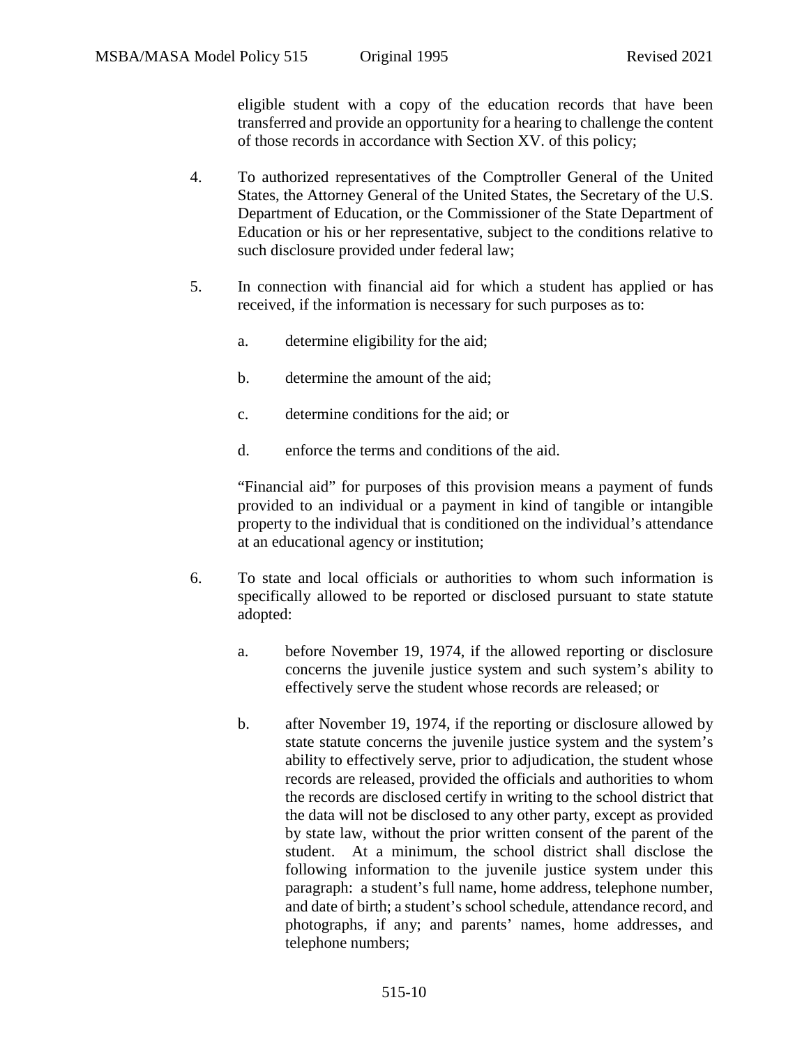eligible student with a copy of the education records that have been transferred and provide an opportunity for a hearing to challenge the content of those records in accordance with Section XV. of this policy;

4. To authorized representatives of the Comptroller General of the United States, the Attorney General of the United States, the Secretary of the U.S. Department of Education, or the Commissioner of the State Department of Education or his or her representative, subject to the conditions relative to such disclosure provided under federal law;

5. In connection with financial aid for which a student has applied or has received, if the information is necessary for such purposes as to:

   a. determine eligibility for the aid;

   b. determine the amount of the aid;

   c. determine conditions for the aid; or

   d. enforce the terms and conditions of the aid.

   "Financial aid" for purposes of this provision means a payment of funds provided to an individual or a payment in kind of tangible or intangible property to the individual that is conditioned on the individual's attendance at an educational agency or institution;

6. To state and local officials or authorities to whom such information is specifically allowed to be reported or disclosed pursuant to state statute adopted:

   a. before November 19, 1974, if the allowed reporting or disclosure concerns the juvenile justice system and such system's ability to effectively serve the student whose records are released; or

   b. after November 19, 1974, if the reporting or disclosure allowed by state statute concerns the juvenile justice system and the system's ability to effectively serve, prior to adjudication, the student whose records are released, provided the officials and authorities to whom the records are disclosed certify in writing to the school district that the data will not be disclosed to any other party, except as provided by state law, without the prior written consent of the parent of the student. At a minimum, the school district shall disclose the following information to the juvenile justice system under this paragraph: a student's full name, home address, telephone number, and date of birth; a student's school schedule, attendance record, and photographs, if any; and parents' names, home addresses, and telephone numbers;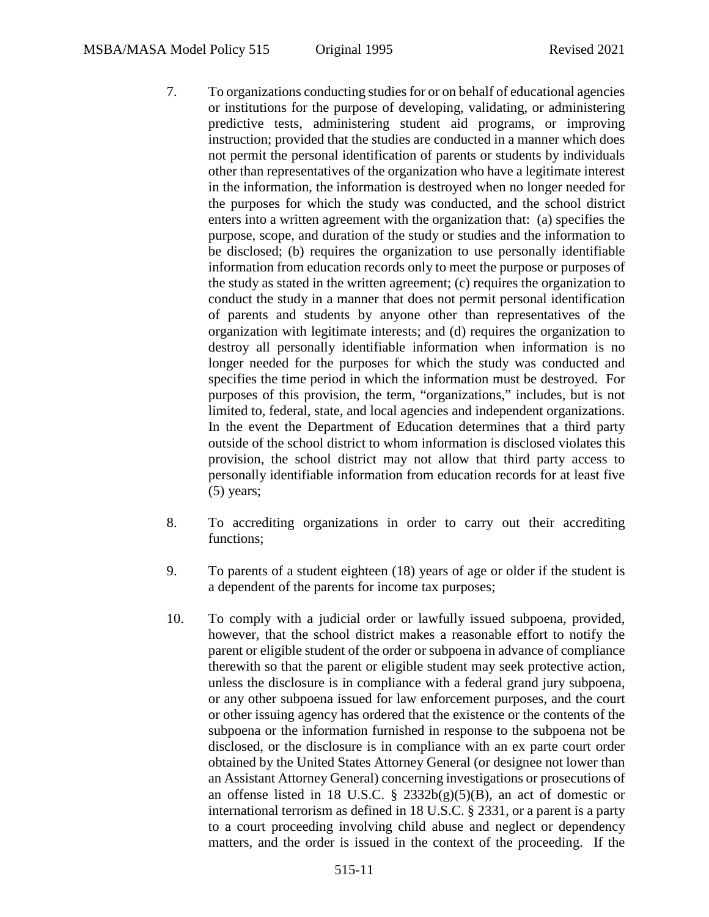7. To organizations conducting studies for or on behalf of educational agencies or institutions for the purpose of developing, validating, or administering predictive tests, administering student aid programs, or improving instruction; provided that the studies are conducted in a manner which does not permit the personal identification of parents or students by individuals other than representatives of the organization who have a legitimate interest in the information, the information is destroyed when no longer needed for the purposes for which the study was conducted, and the school district enters into a written agreement with the organization that: (a) specifies the purpose, scope, and duration of the study or studies and the information to be disclosed; (b) requires the organization to use personally identifiable information from education records only to meet the purpose or purposes of the study as stated in the written agreement; (c) requires the organization to conduct the study in a manner that does not permit personal identification of parents and students by anyone other than representatives of the organization with legitimate interests; and (d) requires the organization to destroy all personally identifiable information when information is no longer needed for the purposes for which the study was conducted and specifies the time period in which the information must be destroyed. For purposes of this provision, the term, "organizations," includes, but is not limited to, federal, state, and local agencies and independent organizations. In the event the Department of Education determines that a third party outside of the school district to whom information is disclosed violates this provision, the school district may not allow that third party access to personally identifiable information from education records for at least five (5) years;

8. To accrediting organizations in order to carry out their accrediting functions;

9. To parents of a student eighteen (18) years of age or older if the student is a dependent of the parents for income tax purposes;

10. To comply with a judicial order or lawfully issued subpoena, provided, however, that the school district makes a reasonable effort to notify the parent or eligible student of the order or subpoena in advance of compliance therewith so that the parent or eligible student may seek protective action, unless the disclosure is in compliance with a federal grand jury subpoena, or any other subpoena issued for law enforcement purposes, and the court or other issuing agency has ordered that the existence or the contents of the subpoena or the information furnished in response to the subpoena not be disclosed, or the disclosure is in compliance with an ex parte court order obtained by the United States Attorney General (or designee not lower than an Assistant Attorney General) concerning investigations or prosecutions of an offense listed in 18 U.S.C. § 2332b(g)(5)(B), an act of domestic or international terrorism as defined in 18 U.S.C. § 2331, or a parent is a party to a court proceeding involving child abuse and neglect or dependency matters, and the order is issued in the context of the proceeding. If the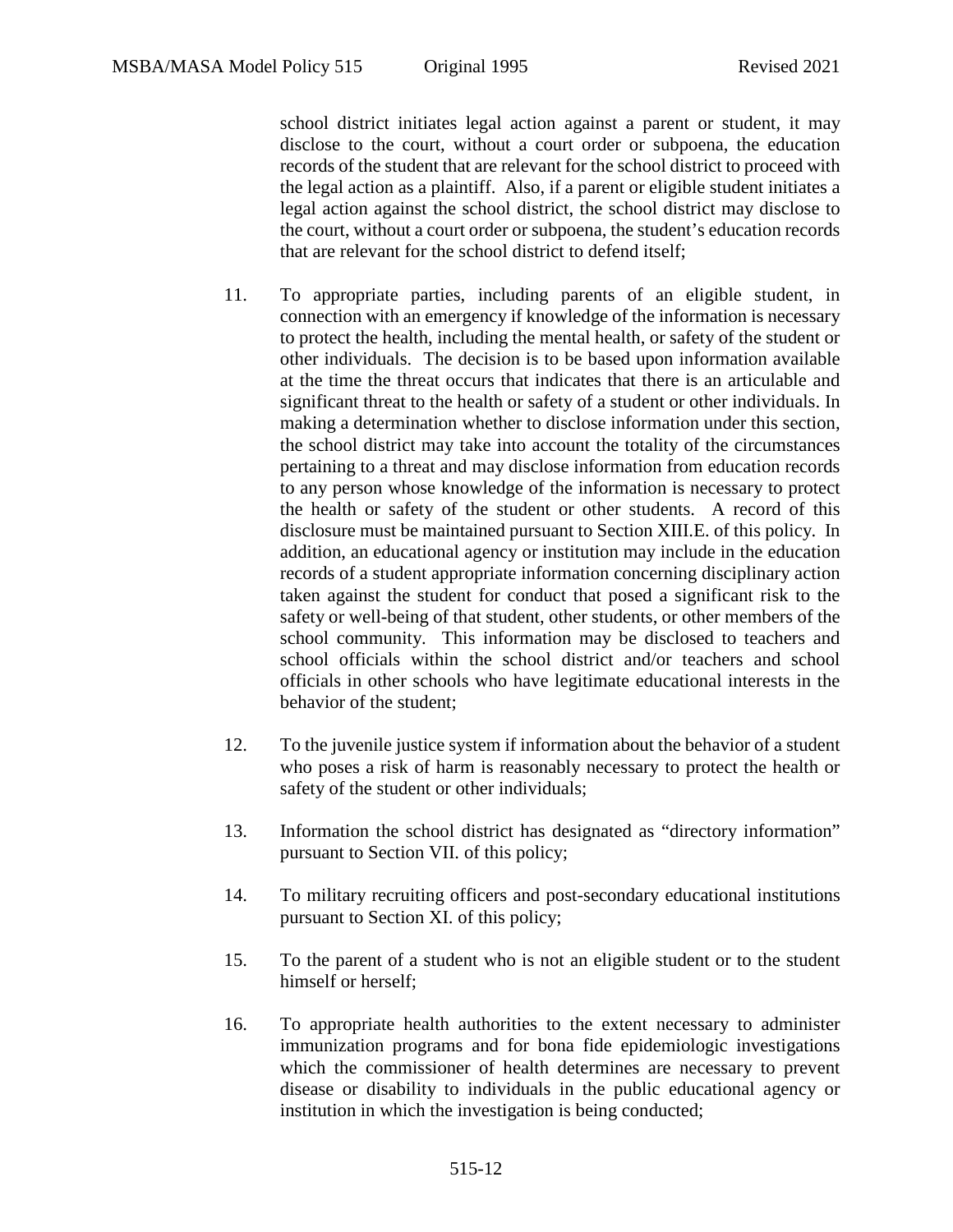school district initiates legal action against a parent or student, it may disclose to the court, without a court order or subpoena, the education records of the student that are relevant for the school district to proceed with the legal action as a plaintiff. Also, if a parent or eligible student initiates a legal action against the school district, the school district may disclose to the court, without a court order or subpoena, the student's education records that are relevant for the school district to defend itself;

11. To appropriate parties, including parents of an eligible student, in connection with an emergency if knowledge of the information is necessary to protect the health, including the mental health, or safety of the student or other individuals. The decision is to be based upon information available at the time the threat occurs that indicates that there is an articulable and significant threat to the health or safety of a student or other individuals. In making a determination whether to disclose information under this section, the school district may take into account the totality of the circumstances pertaining to a threat and may disclose information from education records to any person whose knowledge of the information is necessary to protect the health or safety of the student or other students. A record of this disclosure must be maintained pursuant to Section XIII.E. of this policy. In addition, an educational agency or institution may include in the education records of a student appropriate information concerning disciplinary action taken against the student for conduct that posed a significant risk to the safety or well-being of that student, other students, or other members of the school community. This information may be disclosed to teachers and school officials within the school district and/or teachers and school officials in other schools who have legitimate educational interests in the behavior of the student;

12. To the juvenile justice system if information about the behavior of a student who poses a risk of harm is reasonably necessary to protect the health or safety of the student or other individuals;

13. Information the school district has designated as "directory information" pursuant to Section VII. of this policy;

14. To military recruiting officers and post-secondary educational institutions pursuant to Section XI. of this policy;

15. To the parent of a student who is not an eligible student or to the student himself or herself;

16. To appropriate health authorities to the extent necessary to administer immunization programs and for bona fide epidemiologic investigations which the commissioner of health determines are necessary to prevent disease or disability to individuals in the public educational agency or institution in which the investigation is being conducted;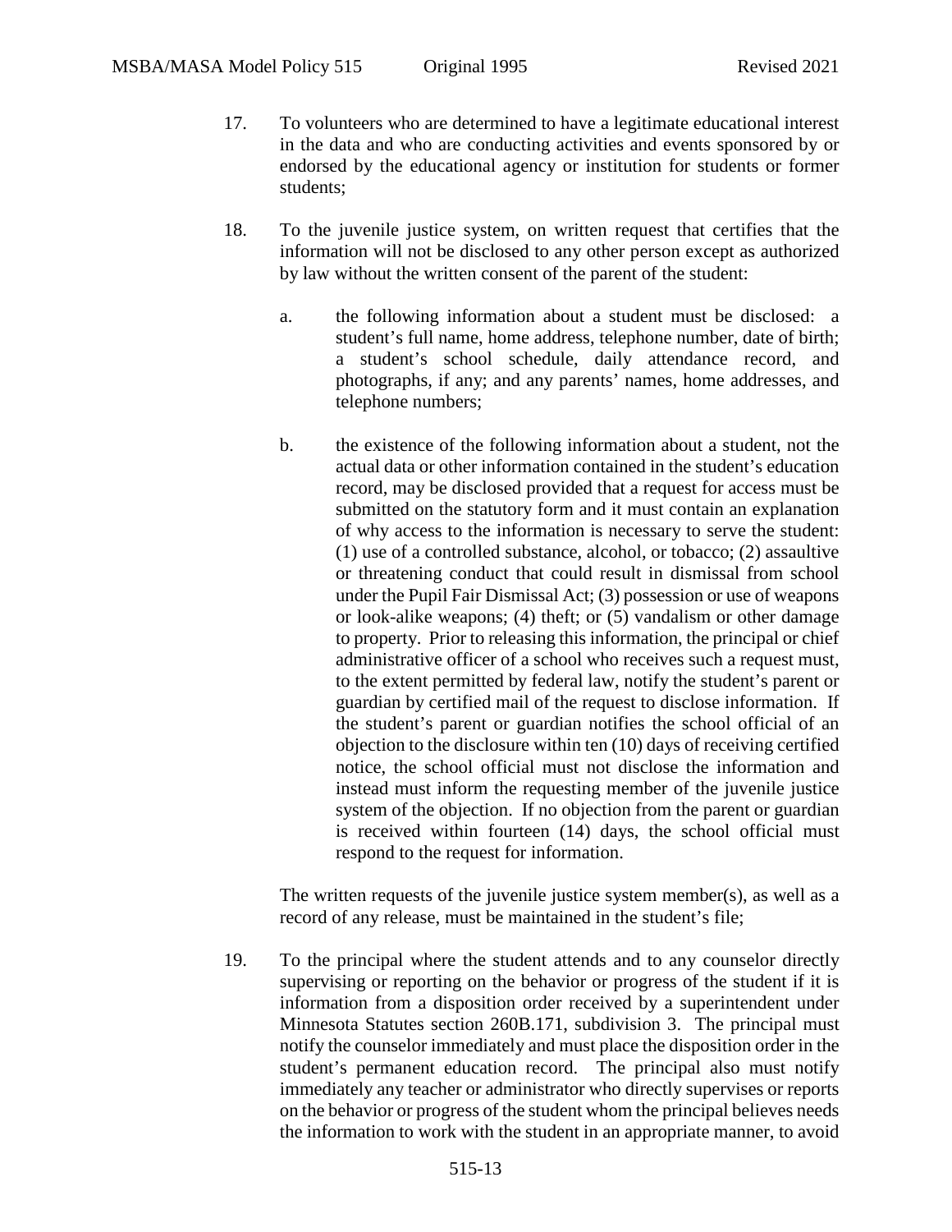17. To volunteers who are determined to have a legitimate educational interest in the data and who are conducting activities and events sponsored by or endorsed by the educational agency or institution for students or former students;

18. To the juvenile justice system, on written request that certifies that the information will not be disclosed to any other person except as authorized by law without the written consent of the parent of the student:

    a. the following information about a student must be disclosed: a student's full name, home address, telephone number, date of birth; a student's school schedule, daily attendance record, and photographs, if any; and any parents' names, home addresses, and telephone numbers;

    b. the existence of the following information about a student, not the actual data or other information contained in the student's education record, may be disclosed provided that a request for access must be submitted on the statutory form and it must contain an explanation of why access to the information is necessary to serve the student: (1) use of a controlled substance, alcohol, or tobacco; (2) assaultive or threatening conduct that could result in dismissal from school under the Pupil Fair Dismissal Act; (3) possession or use of weapons or look-alike weapons; (4) theft; or (5) vandalism or other damage to property. Prior to releasing this information, the principal or chief administrative officer of a school who receives such a request must, to the extent permitted by federal law, notify the student's parent or guardian by certified mail of the request to disclose information. If the student's parent or guardian notifies the school official of an objection to the disclosure within ten (10) days of receiving certified notice, the school official must not disclose the information and instead must inform the requesting member of the juvenile justice system of the objection. If no objection from the parent or guardian is received within fourteen (14) days, the school official must respond to the request for information.

    The written requests of the juvenile justice system member(s), as well as a record of any release, must be maintained in the student's file;

19. To the principal where the student attends and to any counselor directly supervising or reporting on the behavior or progress of the student if it is information from a disposition order received by a superintendent under Minnesota Statutes section 260B.171, subdivision 3. The principal must notify the counselor immediately and must place the disposition order in the student's permanent education record. The principal also must notify immediately any teacher or administrator who directly supervises or reports on the behavior or progress of the student whom the principal believes needs the information to work with the student in an appropriate manner, to avoid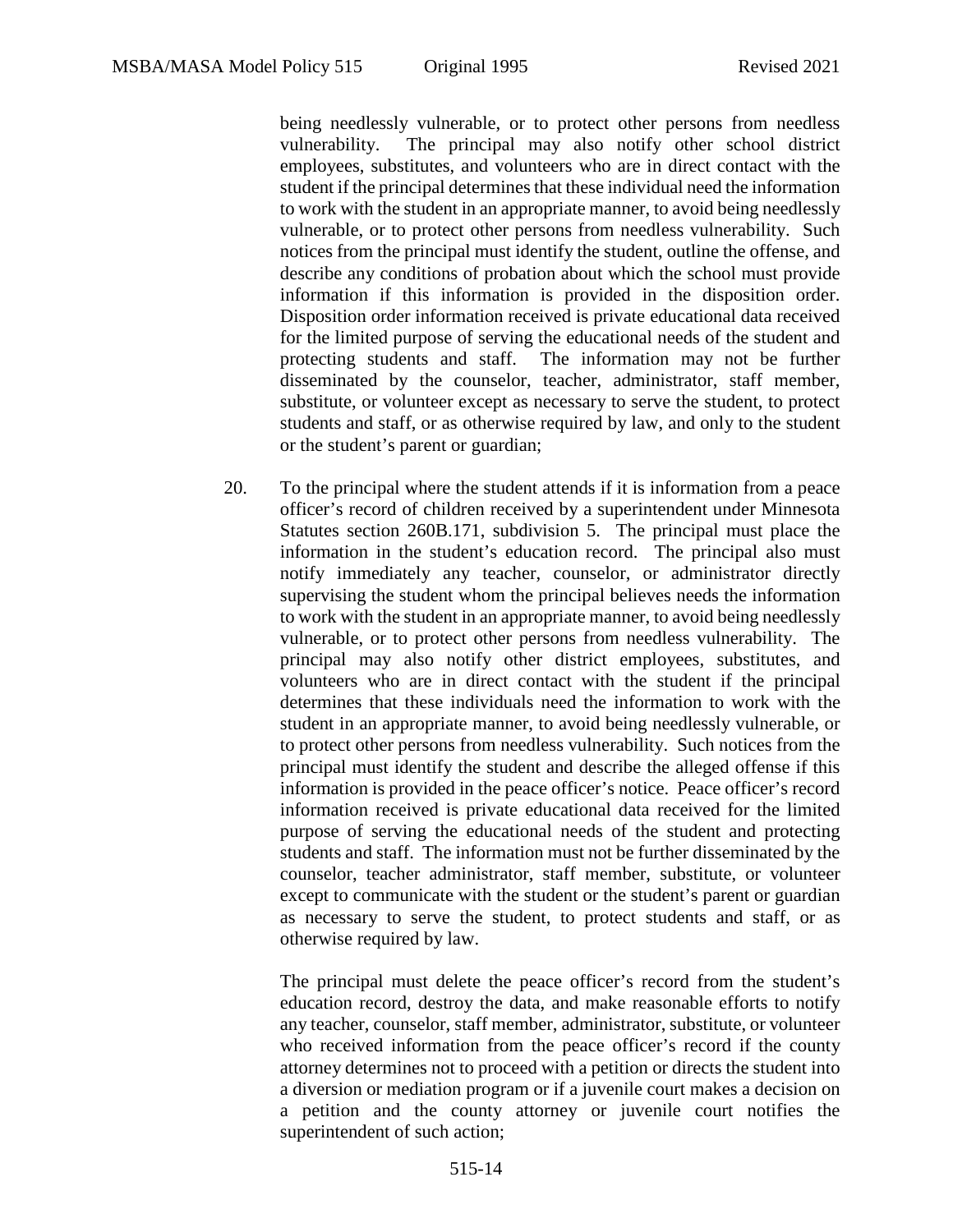being needlessly vulnerable, or to protect other persons from needless vulnerability. The principal may also notify other school district employees, substitutes, and volunteers who are in direct contact with the student if the principal determines that these individual need the information to work with the student in an appropriate manner, to avoid being needlessly vulnerable, or to protect other persons from needless vulnerability. Such notices from the principal must identify the student, outline the offense, and describe any conditions of probation about which the school must provide information if this information is provided in the disposition order. Disposition order information received is private educational data received for the limited purpose of serving the educational needs of the student and protecting students and staff. The information may not be further disseminated by the counselor, teacher, administrator, staff member, substitute, or volunteer except as necessary to serve the student, to protect students and staff, or as otherwise required by law, and only to the student or the student's parent or guardian;

20. To the principal where the student attends if it is information from a peace officer's record of children received by a superintendent under Minnesota Statutes section 260B.171, subdivision 5. The principal must place the information in the student's education record. The principal also must notify immediately any teacher, counselor, or administrator directly supervising the student whom the principal believes needs the information to work with the student in an appropriate manner, to avoid being needlessly vulnerable, or to protect other persons from needless vulnerability. The principal may also notify other district employees, substitutes, and volunteers who are in direct contact with the student if the principal determines that these individuals need the information to work with the student in an appropriate manner, to avoid being needlessly vulnerable, or to protect other persons from needless vulnerability. Such notices from the principal must identify the student and describe the alleged offense if this information is provided in the peace officer's notice. Peace officer's record information received is private educational data received for the limited purpose of serving the educational needs of the student and protecting students and staff. The information must not be further disseminated by the counselor, teacher administrator, staff member, substitute, or volunteer except to communicate with the student or the student's parent or guardian as necessary to serve the student, to protect students and staff, or as otherwise required by law.

    The principal must delete the peace officer's record from the student's education record, destroy the data, and make reasonable efforts to notify any teacher, counselor, staff member, administrator, substitute, or volunteer who received information from the peace officer's record if the county attorney determines not to proceed with a petition or directs the student into a diversion or mediation program or if a juvenile court makes a decision on a petition and the county attorney or juvenile court notifies the superintendent of such action;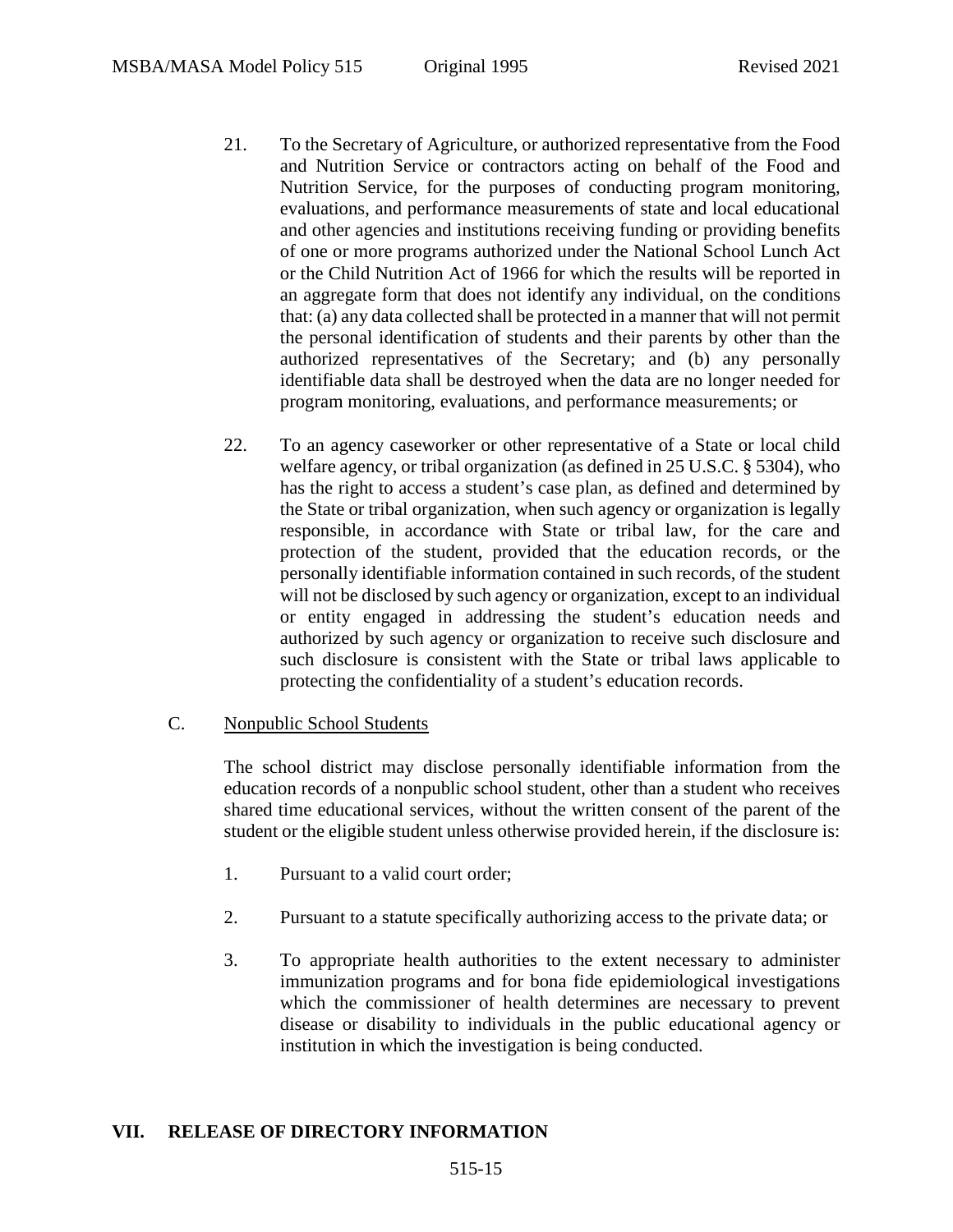21. To the Secretary of Agriculture, or authorized representative from the Food and Nutrition Service or contractors acting on behalf of the Food and Nutrition Service, for the purposes of conducting program monitoring, evaluations, and performance measurements of state and local educational and other agencies and institutions receiving funding or providing benefits of one or more programs authorized under the National School Lunch Act or the Child Nutrition Act of 1966 for which the results will be reported in an aggregate form that does not identify any individual, on the conditions that: (a) any data collected shall be protected in a manner that will not permit the personal identification of students and their parents by other than the authorized representatives of the Secretary; and (b) any personally identifiable data shall be destroyed when the data are no longer needed for program monitoring, evaluations, and performance measurements; or

22. To an agency caseworker or other representative of a State or local child welfare agency, or tribal organization (as defined in 25 U.S.C. § 5304), who has the right to access a student's case plan, as defined and determined by the State or tribal organization, when such agency or organization is legally responsible, in accordance with State or tribal law, for the care and protection of the student, provided that the education records, or the personally identifiable information contained in such records, of the student will not be disclosed by such agency or organization, except to an individual or entity engaged in addressing the student's education needs and authorized by such agency or organization to receive such disclosure and such disclosure is consistent with the State or tribal laws applicable to protecting the confidentiality of a student's education records.

C. Nonpublic School Students

The school district may disclose personally identifiable information from the education records of a nonpublic school student, other than a student who receives shared time educational services, without the written consent of the parent of the student or the eligible student unless otherwise provided herein, if the disclosure is:

1. Pursuant to a valid court order;

2. Pursuant to a statute specifically authorizing access to the private data; or

3. To appropriate health authorities to the extent necessary to administer immunization programs and for bona fide epidemiological investigations which the commissioner of health determines are necessary to prevent disease or disability to individuals in the public educational agency or institution in which the investigation is being conducted.

## VII. RELEASE OF DIRECTORY INFORMATION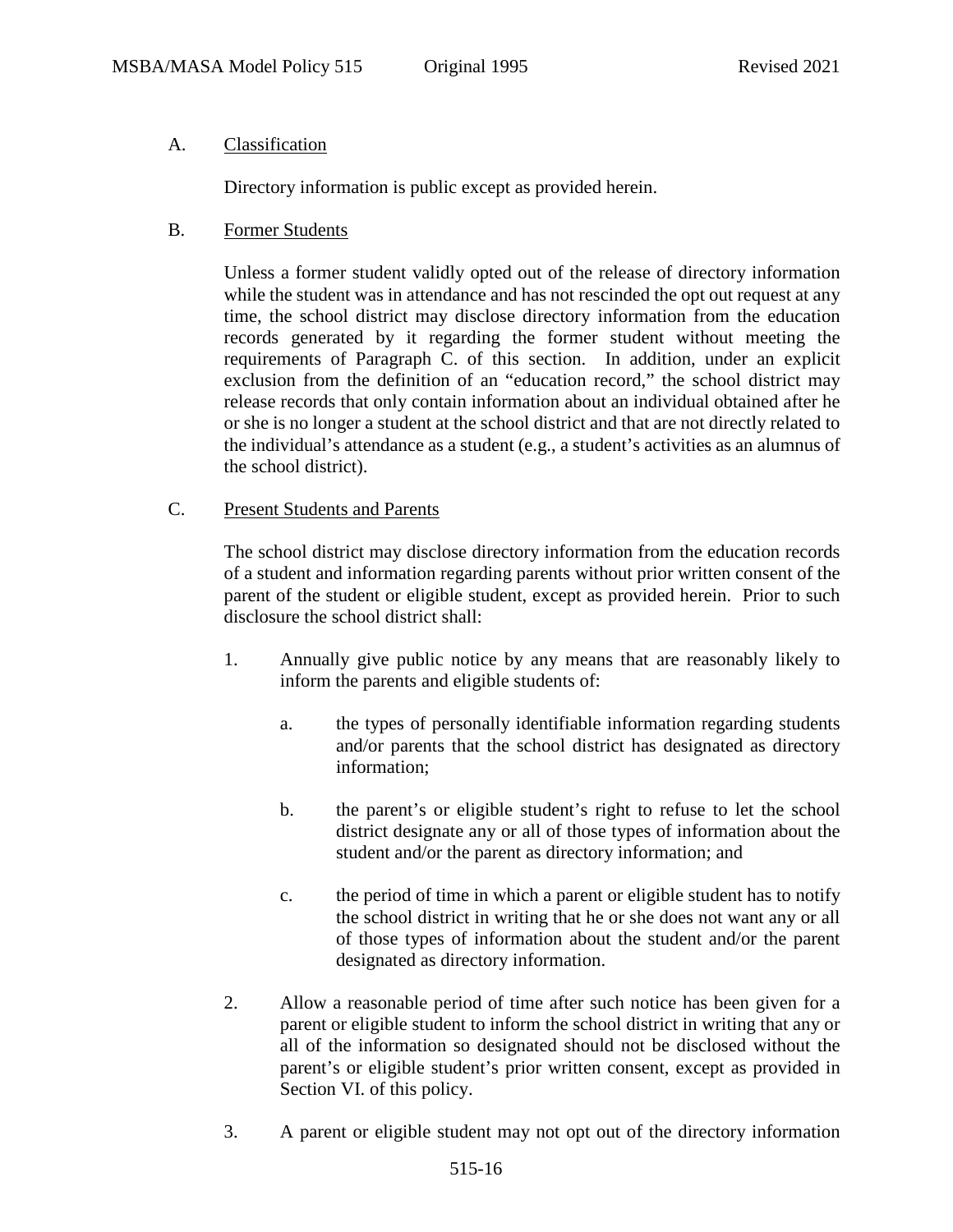A. <u>Classification</u>

Directory information is public except as provided herein.

B. <u>Former Students</u>

Unless a former student validly opted out of the release of directory information while the student was in attendance and has not rescinded the opt out request at any time, the school district may disclose directory information from the education records generated by it regarding the former student without meeting the requirements of Paragraph C. of this section. In addition, under an explicit exclusion from the definition of an "education record," the school district may release records that only contain information about an individual obtained after he or she is no longer a student at the school district and that are not directly related to the individual's attendance as a student (e.g., a student's activities as an alumnus of the school district).

C. <u>Present Students and Parents</u>

The school district may disclose directory information from the education records of a student and information regarding parents without prior written consent of the parent of the student or eligible student, except as provided herein. Prior to such disclosure the school district shall:

1. Annually give public notice by any means that are reasonably likely to inform the parents and eligible students of:

   a. the types of personally identifiable information regarding students and/or parents that the school district has designated as directory information;

   b. the parent's or eligible student's right to refuse to let the school district designate any or all of those types of information about the student and/or the parent as directory information; and

   c. the period of time in which a parent or eligible student has to notify the school district in writing that he or she does not want any or all of those types of information about the student and/or the parent designated as directory information.

2. Allow a reasonable period of time after such notice has been given for a parent or eligible student to inform the school district in writing that any or all of the information so designated should not be disclosed without the parent's or eligible student's prior written consent, except as provided in Section VI. of this policy.

3. A parent or eligible student may not opt out of the directory information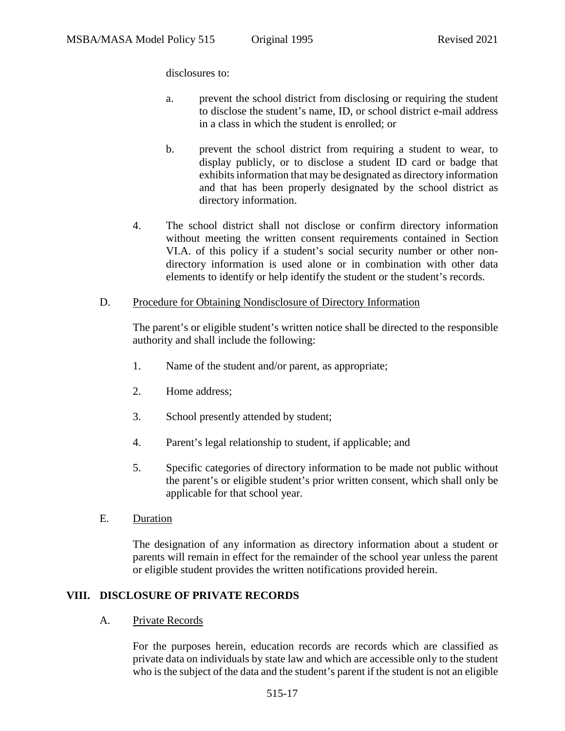disclosures to:

a. prevent the school district from disclosing or requiring the student to disclose the student's name, ID, or school district e-mail address in a class in which the student is enrolled; or

b. prevent the school district from requiring a student to wear, to display publicly, or to disclose a student ID card or badge that exhibits information that may be designated as directory information and that has been properly designated by the school district as directory information.

4. The school district shall not disclose or confirm directory information without meeting the written consent requirements contained in Section VI.A. of this policy if a student's social security number or other non-directory information is used alone or in combination with other data elements to identify or help identify the student or the student's records.

D. <u>Procedure for Obtaining Nondisclosure of Directory Information</u>

The parent's or eligible student's written notice shall be directed to the responsible authority and shall include the following:

1. Name of the student and/or parent, as appropriate;

2. Home address;

3. School presently attended by student;

4. Parent's legal relationship to student, if applicable; and

5. Specific categories of directory information to be made not public without the parent's or eligible student's prior written consent, which shall only be applicable for that school year.

E. <u>Duration</u>

The designation of any information as directory information about a student or parents will remain in effect for the remainder of the school year unless the parent or eligible student provides the written notifications provided herein.

## VIII. DISCLOSURE OF PRIVATE RECORDS

A. <u>Private Records</u>

For the purposes herein, education records are records which are classified as private data on individuals by state law and which are accessible only to the student who is the subject of the data and the student's parent if the student is not an eligible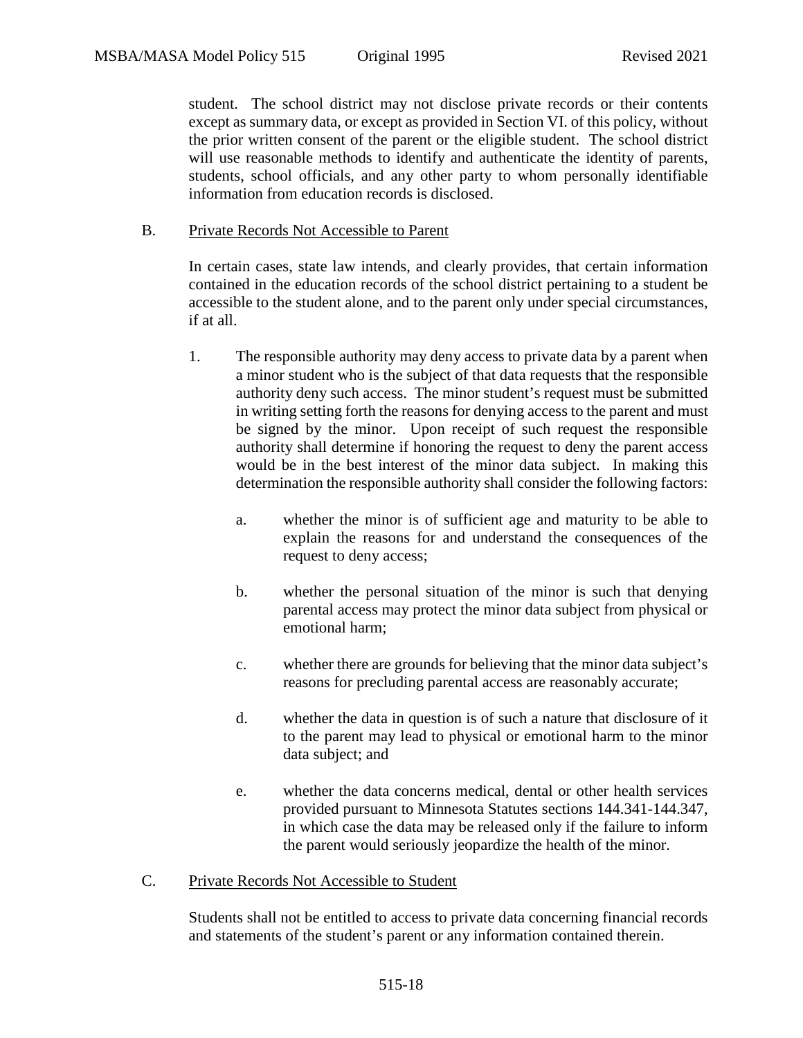student. The school district may not disclose private records or their contents except as summary data, or except as provided in Section VI. of this policy, without the prior written consent of the parent or the eligible student. The school district will use reasonable methods to identify and authenticate the identity of parents, students, school officials, and any other party to whom personally identifiable information from education records is disclosed.

B. Private Records Not Accessible to Parent

In certain cases, state law intends, and clearly provides, that certain information contained in the education records of the school district pertaining to a student be accessible to the student alone, and to the parent only under special circumstances, if at all.

1. The responsible authority may deny access to private data by a parent when a minor student who is the subject of that data requests that the responsible authority deny such access. The minor student's request must be submitted in writing setting forth the reasons for denying access to the parent and must be signed by the minor. Upon receipt of such request the responsible authority shall determine if honoring the request to deny the parent access would be in the best interest of the minor data subject. In making this determination the responsible authority shall consider the following factors:

   a. whether the minor is of sufficient age and maturity to be able to explain the reasons for and understand the consequences of the request to deny access;

   b. whether the personal situation of the minor is such that denying parental access may protect the minor data subject from physical or emotional harm;

   c. whether there are grounds for believing that the minor data subject's reasons for precluding parental access are reasonably accurate;

   d. whether the data in question is of such a nature that disclosure of it to the parent may lead to physical or emotional harm to the minor data subject; and

   e. whether the data concerns medical, dental or other health services provided pursuant to Minnesota Statutes sections 144.341-144.347, in which case the data may be released only if the failure to inform the parent would seriously jeopardize the health of the minor.

C. Private Records Not Accessible to Student

Students shall not be entitled to access to private data concerning financial records and statements of the student's parent or any information contained therein.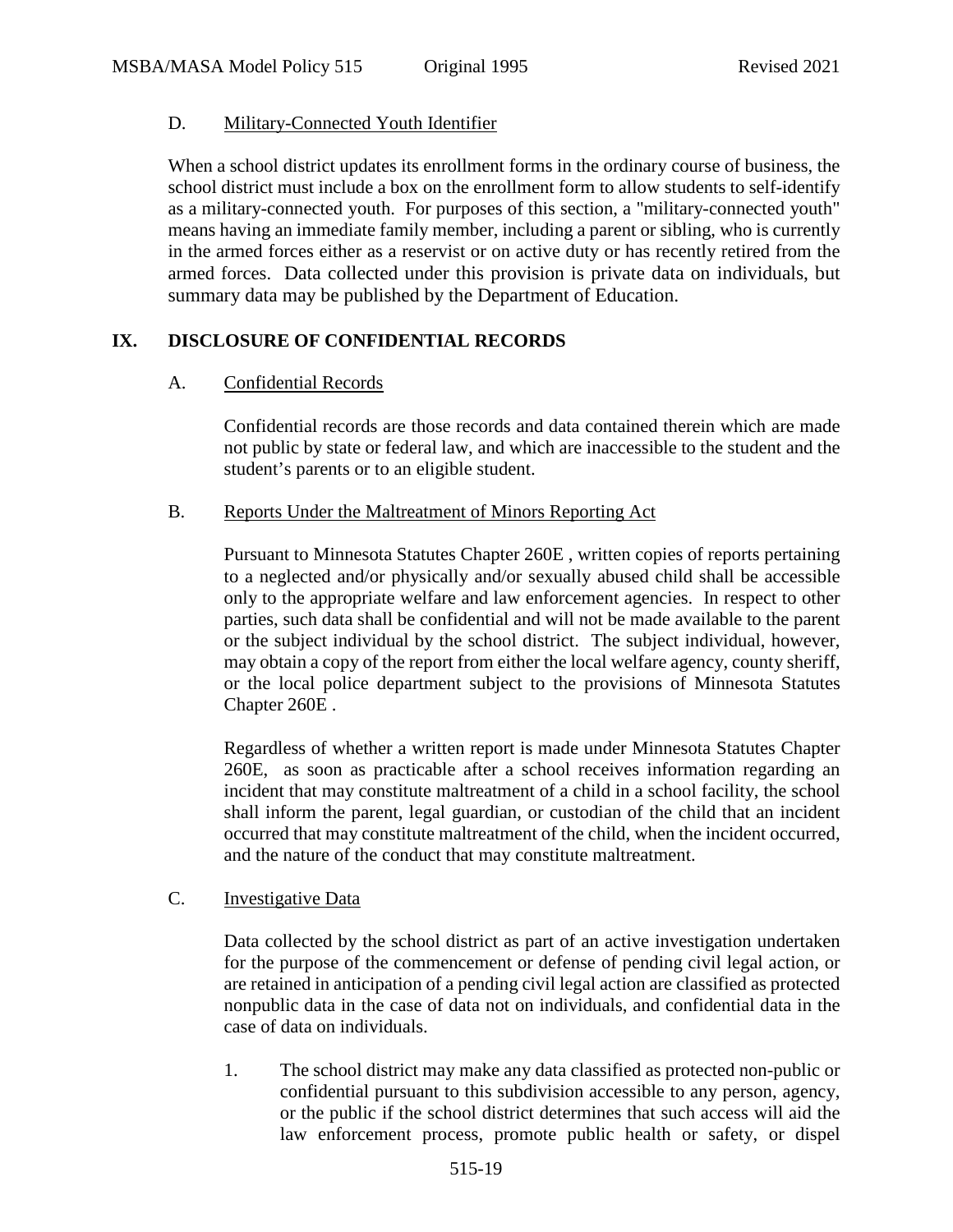D. Military-Connected Youth Identifier

When a school district updates its enrollment forms in the ordinary course of business, the school district must include a box on the enrollment form to allow students to self-identify as a military-connected youth. For purposes of this section, a "military-connected youth" means having an immediate family member, including a parent or sibling, who is currently in the armed forces either as a reservist or on active duty or has recently retired from the armed forces. Data collected under this provision is private data on individuals, but summary data may be published by the Department of Education.

## IX. DISCLOSURE OF CONFIDENTIAL RECORDS

A. Confidential Records

Confidential records are those records and data contained therein which are made not public by state or federal law, and which are inaccessible to the student and the student's parents or to an eligible student.

B. Reports Under the Maltreatment of Minors Reporting Act

Pursuant to Minnesota Statutes Chapter 260E , written copies of reports pertaining to a neglected and/or physically and/or sexually abused child shall be accessible only to the appropriate welfare and law enforcement agencies. In respect to other parties, such data shall be confidential and will not be made available to the parent or the subject individual by the school district. The subject individual, however, may obtain a copy of the report from either the local welfare agency, county sheriff, or the local police department subject to the provisions of Minnesota Statutes Chapter 260E .

Regardless of whether a written report is made under Minnesota Statutes Chapter 260E, as soon as practicable after a school receives information regarding an incident that may constitute maltreatment of a child in a school facility, the school shall inform the parent, legal guardian, or custodian of the child that an incident occurred that may constitute maltreatment of the child, when the incident occurred, and the nature of the conduct that may constitute maltreatment.

C. Investigative Data

Data collected by the school district as part of an active investigation undertaken for the purpose of the commencement or defense of pending civil legal action, or are retained in anticipation of a pending civil legal action are classified as protected nonpublic data in the case of data not on individuals, and confidential data in the case of data on individuals.

1. The school district may make any data classified as protected non-public or confidential pursuant to this subdivision accessible to any person, agency, or the public if the school district determines that such access will aid the law enforcement process, promote public health or safety, or dispel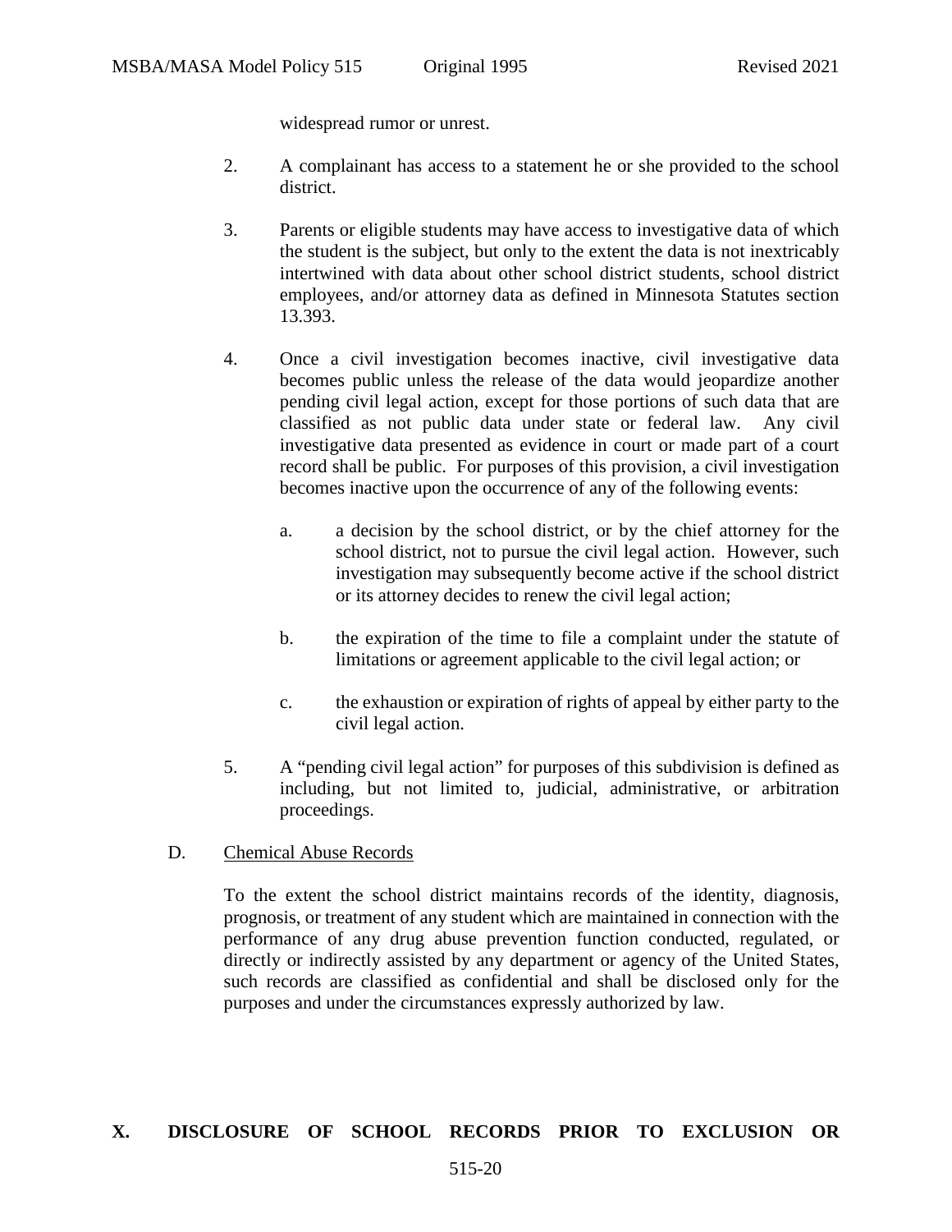widespread rumor or unrest.

2. A complainant has access to a statement he or she provided to the school district.

3. Parents or eligible students may have access to investigative data of which the student is the subject, but only to the extent the data is not inextricably intertwined with data about other school district students, school district employees, and/or attorney data as defined in Minnesota Statutes section 13.393.

4. Once a civil investigation becomes inactive, civil investigative data becomes public unless the release of the data would jeopardize another pending civil legal action, except for those portions of such data that are classified as not public data under state or federal law. Any civil investigative data presented as evidence in court or made part of a court record shall be public. For purposes of this provision, a civil investigation becomes inactive upon the occurrence of any of the following events:

   a. a decision by the school district, or by the chief attorney for the school district, not to pursue the civil legal action. However, such investigation may subsequently become active if the school district or its attorney decides to renew the civil legal action;

   b. the expiration of the time to file a complaint under the statute of limitations or agreement applicable to the civil legal action; or

   c. the exhaustion or expiration of rights of appeal by either party to the civil legal action.

5. A "pending civil legal action" for purposes of this subdivision is defined as including, but not limited to, judicial, administrative, or arbitration proceedings.

D. Chemical Abuse Records

To the extent the school district maintains records of the identity, diagnosis, prognosis, or treatment of any student which are maintained in connection with the performance of any drug abuse prevention function conducted, regulated, or directly or indirectly assisted by any department or agency of the United States, such records are classified as confidential and shall be disclosed only for the purposes and under the circumstances expressly authorized by law.

## X. DISCLOSURE OF SCHOOL RECORDS PRIOR TO EXCLUSION OR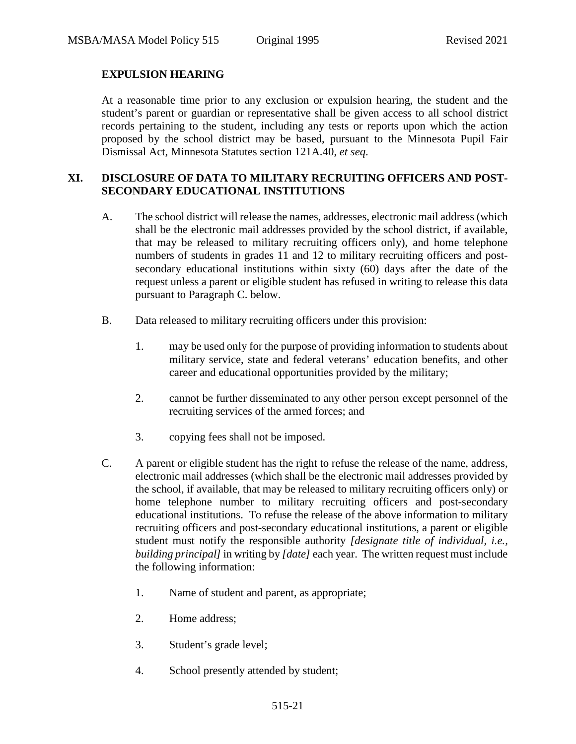**EXPULSION HEARING**

At a reasonable time prior to any exclusion or expulsion hearing, the student and the student's parent or guardian or representative shall be given access to all school district records pertaining to the student, including any tests or reports upon which the action proposed by the school district may be based, pursuant to the Minnesota Pupil Fair Dismissal Act, Minnesota Statutes section 121A.40, *et seq*.

## XI. DISCLOSURE OF DATA TO MILITARY RECRUITING OFFICERS AND POST-SECONDARY EDUCATIONAL INSTITUTIONS

A. The school district will release the names, addresses, electronic mail address (which shall be the electronic mail addresses provided by the school district, if available, that may be released to military recruiting officers only), and home telephone numbers of students in grades 11 and 12 to military recruiting officers and post-secondary educational institutions within sixty (60) days after the date of the request unless a parent or eligible student has refused in writing to release this data pursuant to Paragraph C. below.

B. Data released to military recruiting officers under this provision:

   1. may be used only for the purpose of providing information to students about military service, state and federal veterans' education benefits, and other career and educational opportunities provided by the military;

   2. cannot be further disseminated to any other person except personnel of the recruiting services of the armed forces; and

   3. copying fees shall not be imposed.

C. A parent or eligible student has the right to refuse the release of the name, address, electronic mail addresses (which shall be the electronic mail addresses provided by the school, if available, that may be released to military recruiting officers only) or home telephone number to military recruiting officers and post-secondary educational institutions. To refuse the release of the above information to military recruiting officers and post-secondary educational institutions, a parent or eligible student must notify the responsible authority *[designate title of individual, i.e., building principal]* in writing by *[date]* each year. The written request must include the following information:

   1. Name of student and parent, as appropriate;

   2. Home address;

   3. Student's grade level;

   4. School presently attended by student;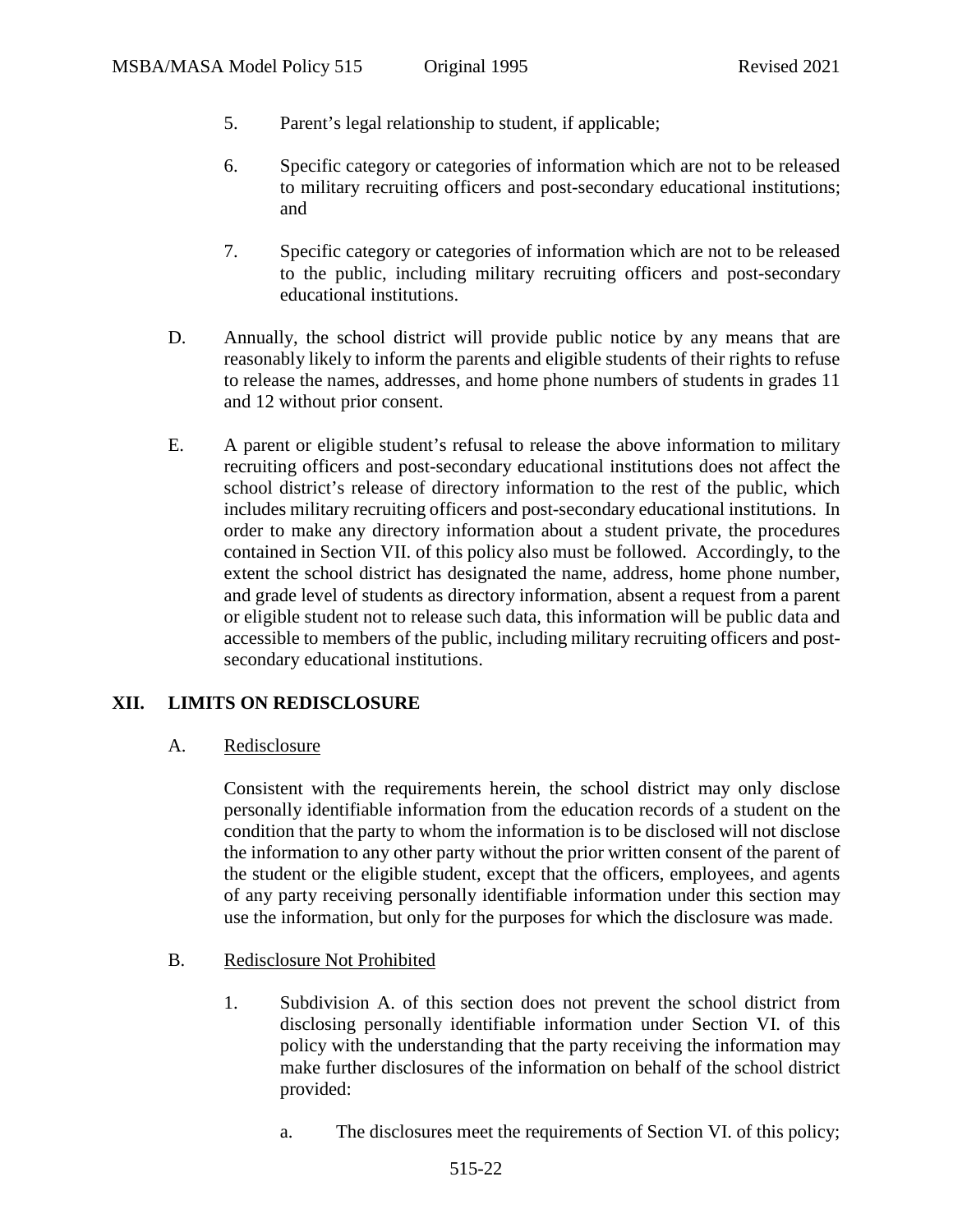5. Parent's legal relationship to student, if applicable;

6. Specific category or categories of information which are not to be released to military recruiting officers and post-secondary educational institutions; and

7. Specific category or categories of information which are not to be released to the public, including military recruiting officers and post-secondary educational institutions.

D. Annually, the school district will provide public notice by any means that are reasonably likely to inform the parents and eligible students of their rights to refuse to release the names, addresses, and home phone numbers of students in grades 11 and 12 without prior consent.

E. A parent or eligible student's refusal to release the above information to military recruiting officers and post-secondary educational institutions does not affect the school district's release of directory information to the rest of the public, which includes military recruiting officers and post-secondary educational institutions. In order to make any directory information about a student private, the procedures contained in Section VII. of this policy also must be followed. Accordingly, to the extent the school district has designated the name, address, home phone number, and grade level of students as directory information, absent a request from a parent or eligible student not to release such data, this information will be public data and accessible to members of the public, including military recruiting officers and post-secondary educational institutions.

## XII. LIMITS ON REDISCLOSURE

A. Redisclosure

Consistent with the requirements herein, the school district may only disclose personally identifiable information from the education records of a student on the condition that the party to whom the information is to be disclosed will not disclose the information to any other party without the prior written consent of the parent of the student or the eligible student, except that the officers, employees, and agents of any party receiving personally identifiable information under this section may use the information, but only for the purposes for which the disclosure was made.

B. Redisclosure Not Prohibited

1. Subdivision A. of this section does not prevent the school district from disclosing personally identifiable information under Section VI. of this policy with the understanding that the party receiving the information may make further disclosures of the information on behalf of the school district provided:

   a. The disclosures meet the requirements of Section VI. of this policy;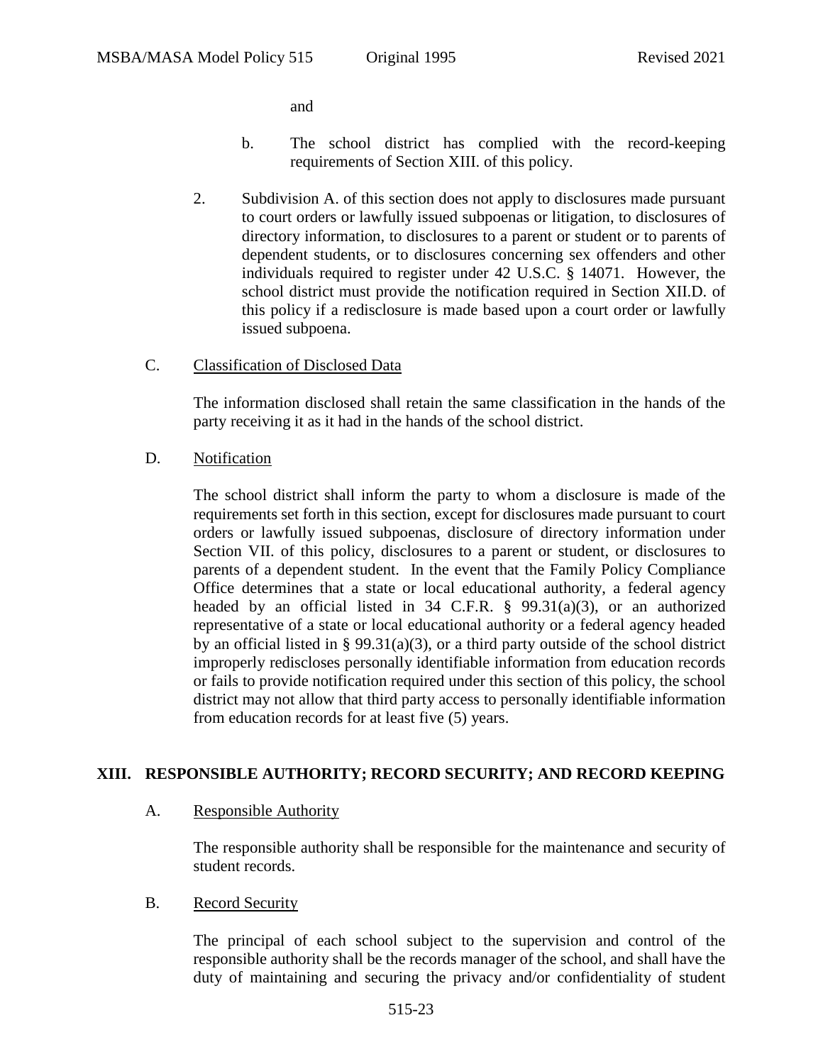and

b. The school district has complied with the record-keeping requirements of Section XIII. of this policy.

2. Subdivision A. of this section does not apply to disclosures made pursuant to court orders or lawfully issued subpoenas or litigation, to disclosures of directory information, to disclosures to a parent or student or to parents of dependent students, or to disclosures concerning sex offenders and other individuals required to register under 42 U.S.C. § 14071. However, the school district must provide the notification required in Section XII.D. of this policy if a redisclosure is made based upon a court order or lawfully issued subpoena.

C. Classification of Disclosed Data

The information disclosed shall retain the same classification in the hands of the party receiving it as it had in the hands of the school district.

D. Notification

The school district shall inform the party to whom a disclosure is made of the requirements set forth in this section, except for disclosures made pursuant to court orders or lawfully issued subpoenas, disclosure of directory information under Section VII. of this policy, disclosures to a parent or student, or disclosures to parents of a dependent student. In the event that the Family Policy Compliance Office determines that a state or local educational authority, a federal agency headed by an official listed in 34 C.F.R. § 99.31(a)(3), or an authorized representative of a state or local educational authority or a federal agency headed by an official listed in § 99.31(a)(3), or a third party outside of the school district improperly rediscloses personally identifiable information from education records or fails to provide notification required under this section of this policy, the school district may not allow that third party access to personally identifiable information from education records for at least five (5) years.

## XIII. RESPONSIBLE AUTHORITY; RECORD SECURITY; AND RECORD KEEPING

A. Responsible Authority

The responsible authority shall be responsible for the maintenance and security of student records.

B. Record Security

The principal of each school subject to the supervision and control of the responsible authority shall be the records manager of the school, and shall have the duty of maintaining and securing the privacy and/or confidentiality of student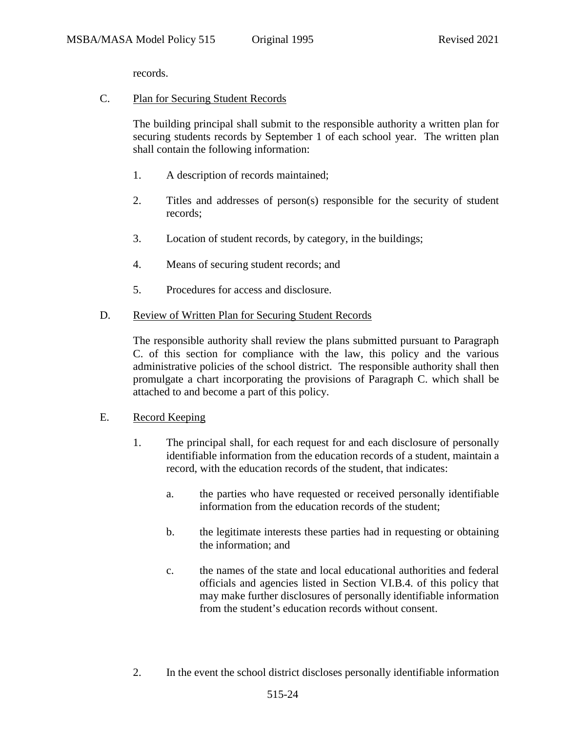records.

C. Plan for Securing Student Records

The building principal shall submit to the responsible authority a written plan for securing students records by September 1 of each school year. The written plan shall contain the following information:

1. A description of records maintained;

2. Titles and addresses of person(s) responsible for the security of student records;

3. Location of student records, by category, in the buildings;

4. Means of securing student records; and

5. Procedures for access and disclosure.

D. Review of Written Plan for Securing Student Records

The responsible authority shall review the plans submitted pursuant to Paragraph C. of this section for compliance with the law, this policy and the various administrative policies of the school district. The responsible authority shall then promulgate a chart incorporating the provisions of Paragraph C. which shall be attached to and become a part of this policy.

E. Record Keeping

1. The principal shall, for each request for and each disclosure of personally identifiable information from the education records of a student, maintain a record, with the education records of the student, that indicates:

   a. the parties who have requested or received personally identifiable information from the education records of the student;

   b. the legitimate interests these parties had in requesting or obtaining the information; and

   c. the names of the state and local educational authorities and federal officials and agencies listed in Section VI.B.4. of this policy that may make further disclosures of personally identifiable information from the student's education records without consent.

2. In the event the school district discloses personally identifiable information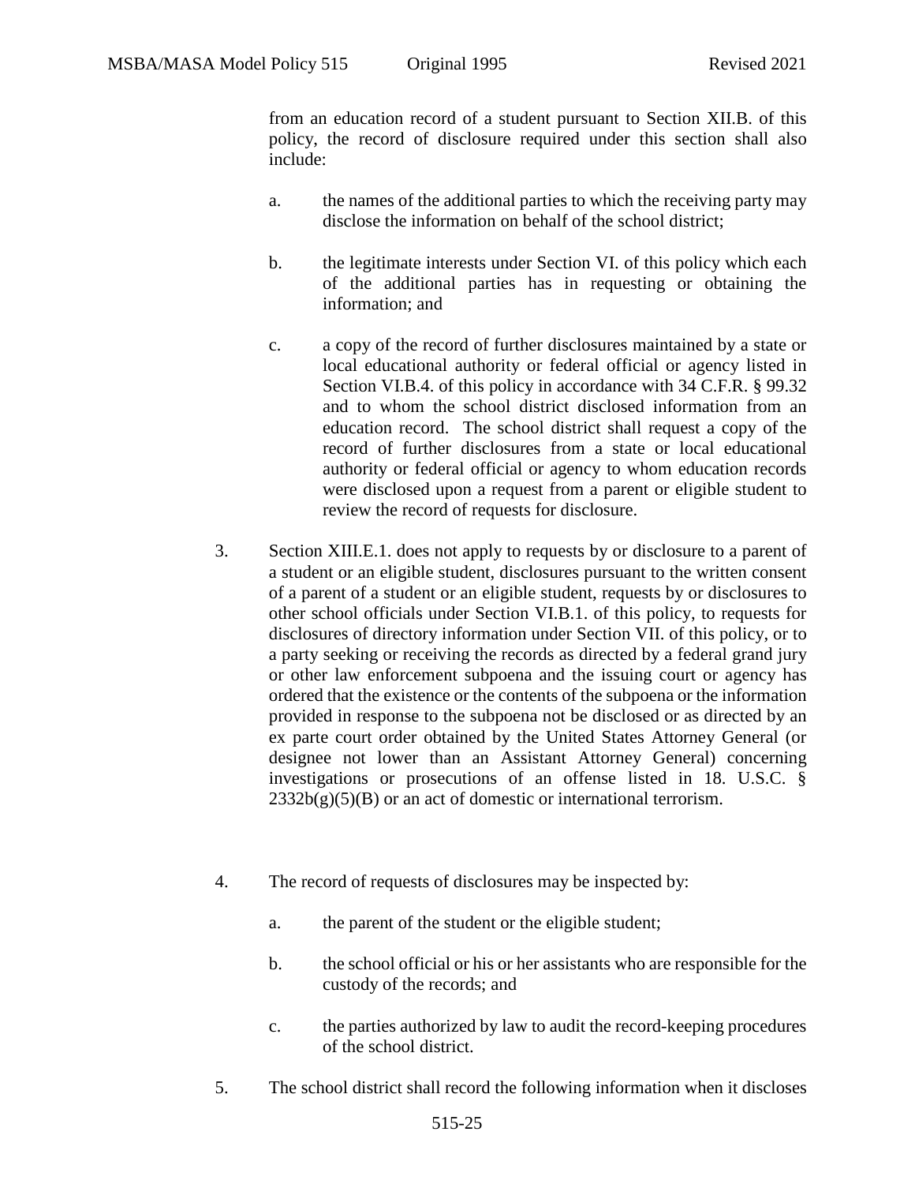from an education record of a student pursuant to Section XII.B. of this policy, the record of disclosure required under this section shall also include:

a. the names of the additional parties to which the receiving party may disclose the information on behalf of the school district;

b. the legitimate interests under Section VI. of this policy which each of the additional parties has in requesting or obtaining the information; and

c. a copy of the record of further disclosures maintained by a state or local educational authority or federal official or agency listed in Section VI.B.4. of this policy in accordance with 34 C.F.R. § 99.32 and to whom the school district disclosed information from an education record. The school district shall request a copy of the record of further disclosures from a state or local educational authority or federal official or agency to whom education records were disclosed upon a request from a parent or eligible student to review the record of requests for disclosure.

3. Section XIII.E.1. does not apply to requests by or disclosure to a parent of a student or an eligible student, disclosures pursuant to the written consent of a parent of a student or an eligible student, requests by or disclosures to other school officials under Section VI.B.1. of this policy, to requests for disclosures of directory information under Section VII. of this policy, or to a party seeking or receiving the records as directed by a federal grand jury or other law enforcement subpoena and the issuing court or agency has ordered that the existence or the contents of the subpoena or the information provided in response to the subpoena not be disclosed or as directed by an ex parte court order obtained by the United States Attorney General (or designee not lower than an Assistant Attorney General) concerning investigations or prosecutions of an offense listed in 18. U.S.C. § 2332b(g)(5)(B) or an act of domestic or international terrorism.

4. The record of requests of disclosures may be inspected by:

a. the parent of the student or the eligible student;

b. the school official or his or her assistants who are responsible for the custody of the records; and

c. the parties authorized by law to audit the record-keeping procedures of the school district.

5. The school district shall record the following information when it discloses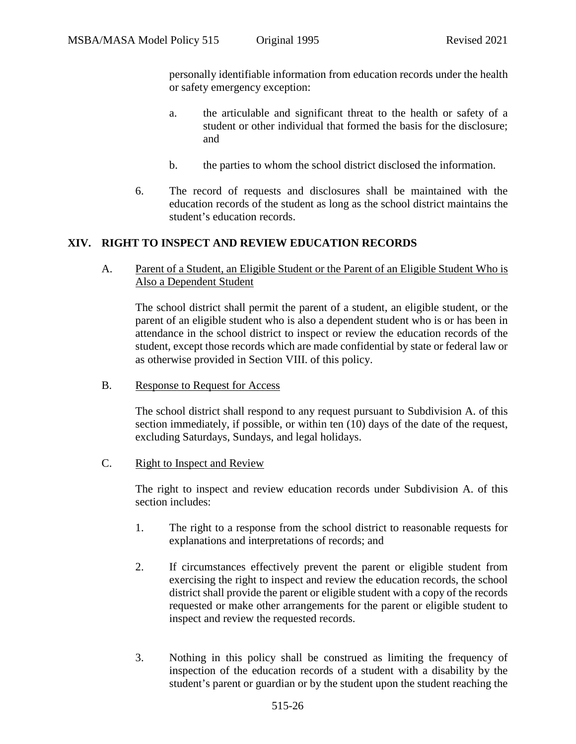personally identifiable information from education records under the health or safety emergency exception:

a. the articulable and significant threat to the health or safety of a student or other individual that formed the basis for the disclosure; and

b. the parties to whom the school district disclosed the information.

6. The record of requests and disclosures shall be maintained with the education records of the student as long as the school district maintains the student's education records.

## XIV. RIGHT TO INSPECT AND REVIEW EDUCATION RECORDS

A. Parent of a Student, an Eligible Student or the Parent of an Eligible Student Who is Also a Dependent Student

The school district shall permit the parent of a student, an eligible student, or the parent of an eligible student who is also a dependent student who is or has been in attendance in the school district to inspect or review the education records of the student, except those records which are made confidential by state or federal law or as otherwise provided in Section VIII. of this policy.

B. Response to Request for Access

The school district shall respond to any request pursuant to Subdivision A. of this section immediately, if possible, or within ten (10) days of the date of the request, excluding Saturdays, Sundays, and legal holidays.

C. Right to Inspect and Review

The right to inspect and review education records under Subdivision A. of this section includes:

1. The right to a response from the school district to reasonable requests for explanations and interpretations of records; and

2. If circumstances effectively prevent the parent or eligible student from exercising the right to inspect and review the education records, the school district shall provide the parent or eligible student with a copy of the records requested or make other arrangements for the parent or eligible student to inspect and review the requested records.

3. Nothing in this policy shall be construed as limiting the frequency of inspection of the education records of a student with a disability by the student's parent or guardian or by the student upon the student reaching the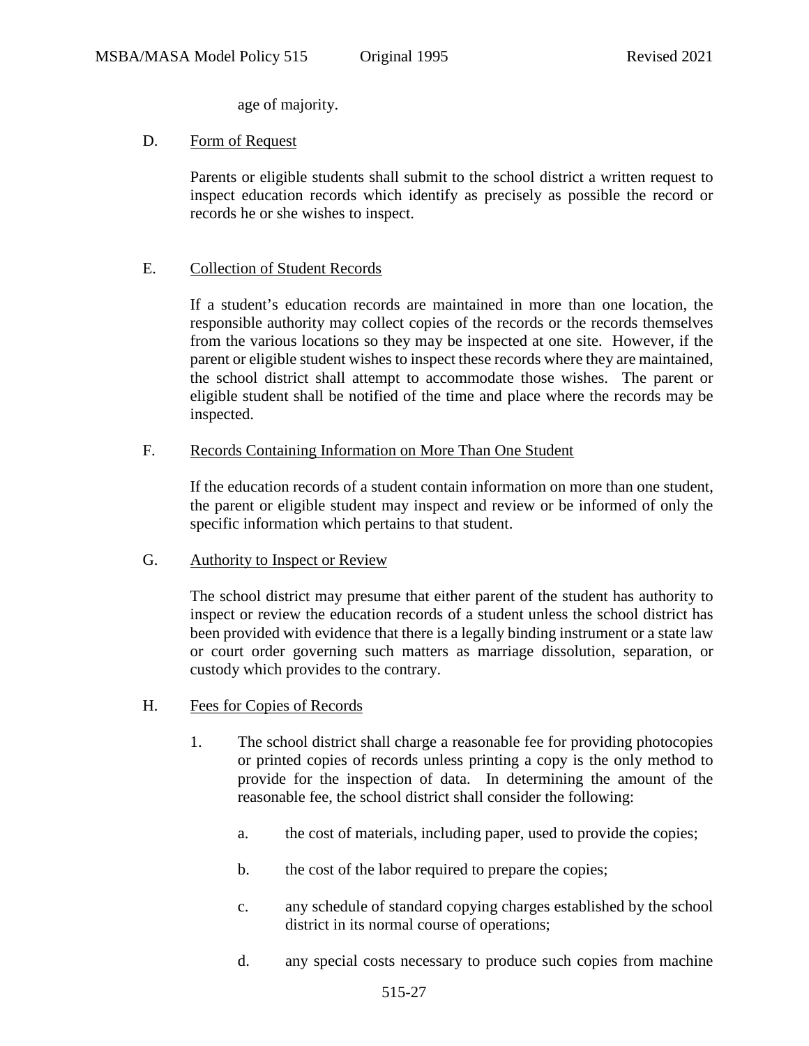age of majority.

D. Form of Request

Parents or eligible students shall submit to the school district a written request to inspect education records which identify as precisely as possible the record or records he or she wishes to inspect.

E. Collection of Student Records

If a student's education records are maintained in more than one location, the responsible authority may collect copies of the records or the records themselves from the various locations so they may be inspected at one site. However, if the parent or eligible student wishes to inspect these records where they are maintained, the school district shall attempt to accommodate those wishes. The parent or eligible student shall be notified of the time and place where the records may be inspected.

F. Records Containing Information on More Than One Student

If the education records of a student contain information on more than one student, the parent or eligible student may inspect and review or be informed of only the specific information which pertains to that student.

G. Authority to Inspect or Review

The school district may presume that either parent of the student has authority to inspect or review the education records of a student unless the school district has been provided with evidence that there is a legally binding instrument or a state law or court order governing such matters as marriage dissolution, separation, or custody which provides to the contrary.

H. Fees for Copies of Records

1. The school district shall charge a reasonable fee for providing photocopies or printed copies of records unless printing a copy is the only method to provide for the inspection of data. In determining the amount of the reasonable fee, the school district shall consider the following:

   a. the cost of materials, including paper, used to provide the copies;

   b. the cost of the labor required to prepare the copies;

   c. any schedule of standard copying charges established by the school district in its normal course of operations;

   d. any special costs necessary to produce such copies from machine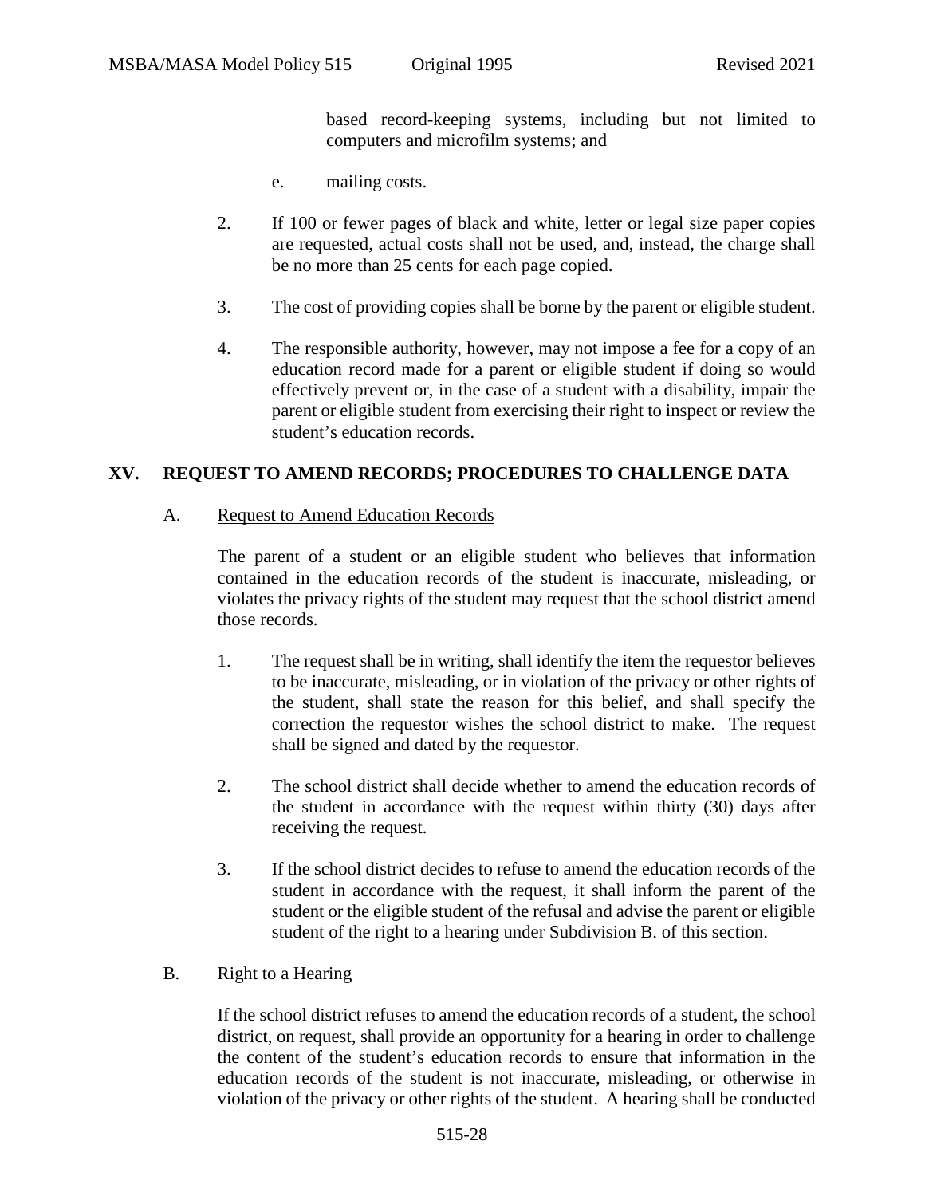based record-keeping systems, including but not limited to computers and microfilm systems; and

e. mailing costs.

2. If 100 or fewer pages of black and white, letter or legal size paper copies are requested, actual costs shall not be used, and, instead, the charge shall be no more than 25 cents for each page copied.

3. The cost of providing copies shall be borne by the parent or eligible student.

4. The responsible authority, however, may not impose a fee for a copy of an education record made for a parent or eligible student if doing so would effectively prevent or, in the case of a student with a disability, impair the parent or eligible student from exercising their right to inspect or review the student's education records.

## XV. REQUEST TO AMEND RECORDS; PROCEDURES TO CHALLENGE DATA

A. Request to Amend Education Records

The parent of a student or an eligible student who believes that information contained in the education records of the student is inaccurate, misleading, or violates the privacy rights of the student may request that the school district amend those records.

1. The request shall be in writing, shall identify the item the requestor believes to be inaccurate, misleading, or in violation of the privacy or other rights of the student, shall state the reason for this belief, and shall specify the correction the requestor wishes the school district to make. The request shall be signed and dated by the requestor.

2. The school district shall decide whether to amend the education records of the student in accordance with the request within thirty (30) days after receiving the request.

3. If the school district decides to refuse to amend the education records of the student in accordance with the request, it shall inform the parent of the student or the eligible student of the refusal and advise the parent or eligible student of the right to a hearing under Subdivision B. of this section.

B. Right to a Hearing

If the school district refuses to amend the education records of a student, the school district, on request, shall provide an opportunity for a hearing in order to challenge the content of the student's education records to ensure that information in the education records of the student is not inaccurate, misleading, or otherwise in violation of the privacy or other rights of the student. A hearing shall be conducted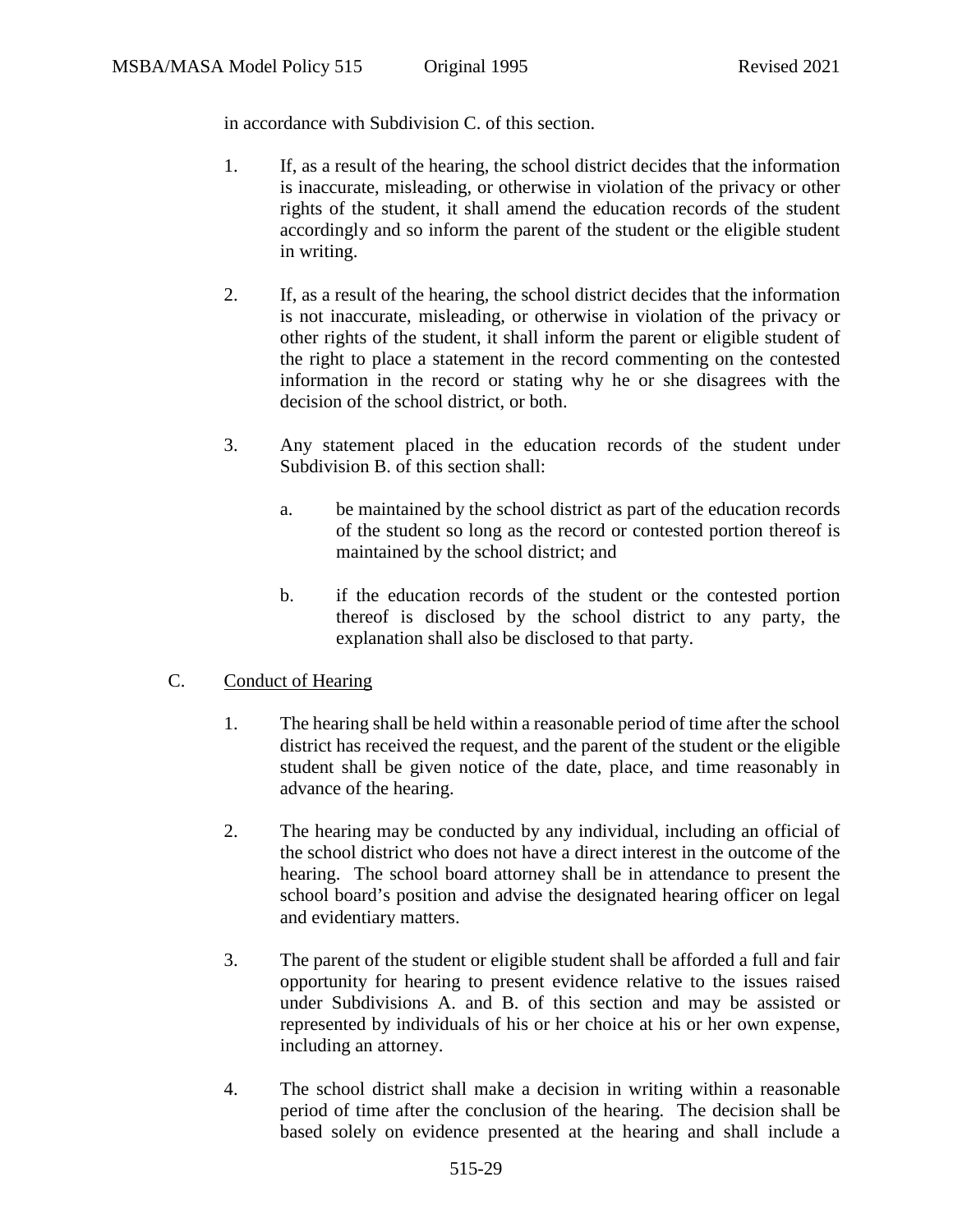in accordance with Subdivision C. of this section.

1. If, as a result of the hearing, the school district decides that the information is inaccurate, misleading, or otherwise in violation of the privacy or other rights of the student, it shall amend the education records of the student accordingly and so inform the parent of the student or the eligible student in writing.

2. If, as a result of the hearing, the school district decides that the information is not inaccurate, misleading, or otherwise in violation of the privacy or other rights of the student, it shall inform the parent or eligible student of the right to place a statement in the record commenting on the contested information in the record or stating why he or she disagrees with the decision of the school district, or both.

3. Any statement placed in the education records of the student under Subdivision B. of this section shall:

   a. be maintained by the school district as part of the education records of the student so long as the record or contested portion thereof is maintained by the school district; and

   b. if the education records of the student or the contested portion thereof is disclosed by the school district to any party, the explanation shall also be disclosed to that party.

C. Conduct of Hearing

1. The hearing shall be held within a reasonable period of time after the school district has received the request, and the parent of the student or the eligible student shall be given notice of the date, place, and time reasonably in advance of the hearing.

2. The hearing may be conducted by any individual, including an official of the school district who does not have a direct interest in the outcome of the hearing. The school board attorney shall be in attendance to present the school board's position and advise the designated hearing officer on legal and evidentiary matters.

3. The parent of the student or eligible student shall be afforded a full and fair opportunity for hearing to present evidence relative to the issues raised under Subdivisions A. and B. of this section and may be assisted or represented by individuals of his or her choice at his or her own expense, including an attorney.

4. The school district shall make a decision in writing within a reasonable period of time after the conclusion of the hearing. The decision shall be based solely on evidence presented at the hearing and shall include a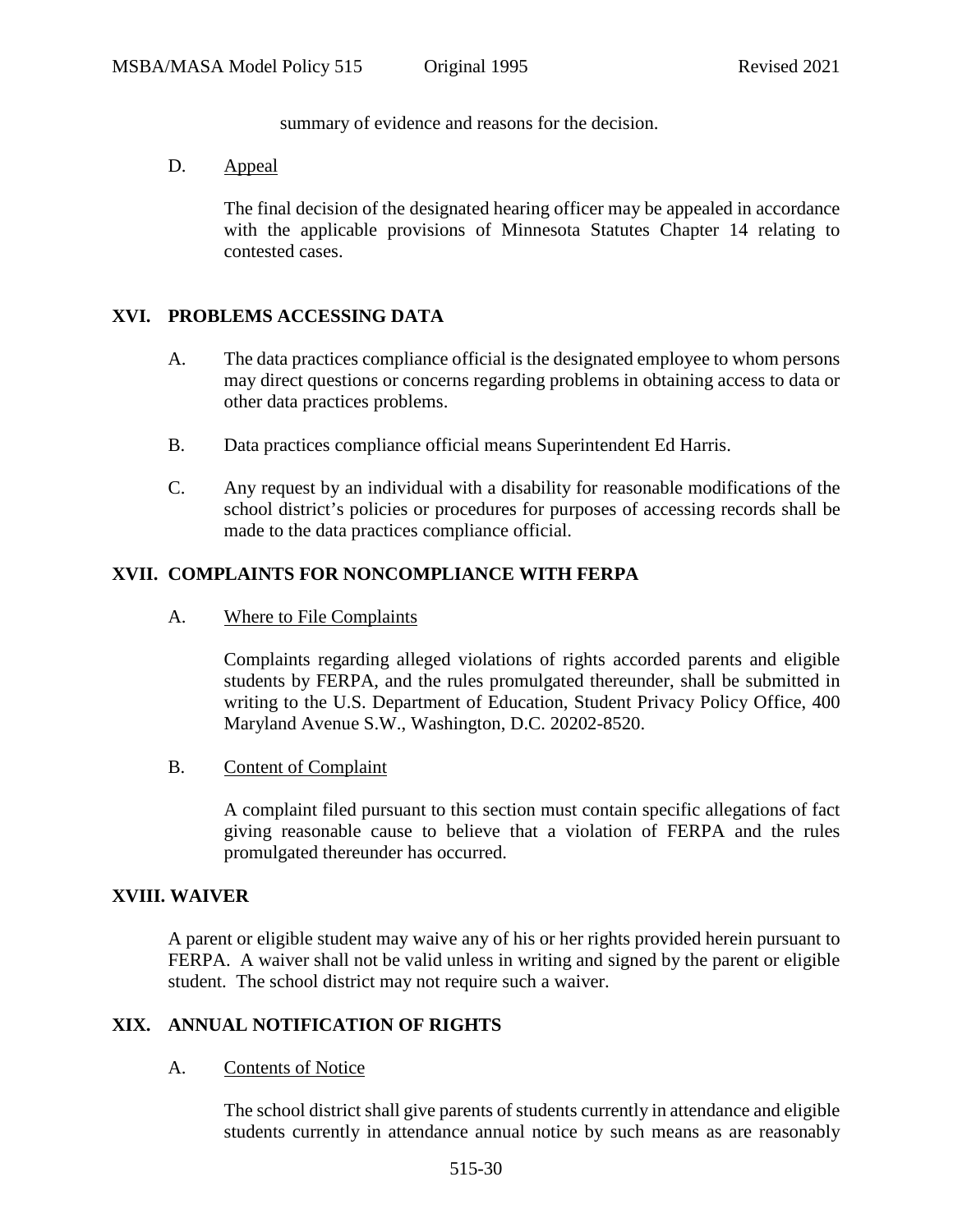summary of evidence and reasons for the decision.

D. Appeal

The final decision of the designated hearing officer may be appealed in accordance with the applicable provisions of Minnesota Statutes Chapter 14 relating to contested cases.

## XVI. PROBLEMS ACCESSING DATA

A. The data practices compliance official is the designated employee to whom persons may direct questions or concerns regarding problems in obtaining access to data or other data practices problems.

B. Data practices compliance official means Superintendent Ed Harris.

C. Any request by an individual with a disability for reasonable modifications of the school district's policies or procedures for purposes of accessing records shall be made to the data practices compliance official.

## XVII. COMPLAINTS FOR NONCOMPLIANCE WITH FERPA

A. Where to File Complaints

Complaints regarding alleged violations of rights accorded parents and eligible students by FERPA, and the rules promulgated thereunder, shall be submitted in writing to the U.S. Department of Education, Student Privacy Policy Office, 400 Maryland Avenue S.W., Washington, D.C. 20202-8520.

B. Content of Complaint

A complaint filed pursuant to this section must contain specific allegations of fact giving reasonable cause to believe that a violation of FERPA and the rules promulgated thereunder has occurred.

## XVIII. WAIVER

A parent or eligible student may waive any of his or her rights provided herein pursuant to FERPA. A waiver shall not be valid unless in writing and signed by the parent or eligible student. The school district may not require such a waiver.

## XIX. ANNUAL NOTIFICATION OF RIGHTS

A. Contents of Notice

The school district shall give parents of students currently in attendance and eligible students currently in attendance annual notice by such means as are reasonably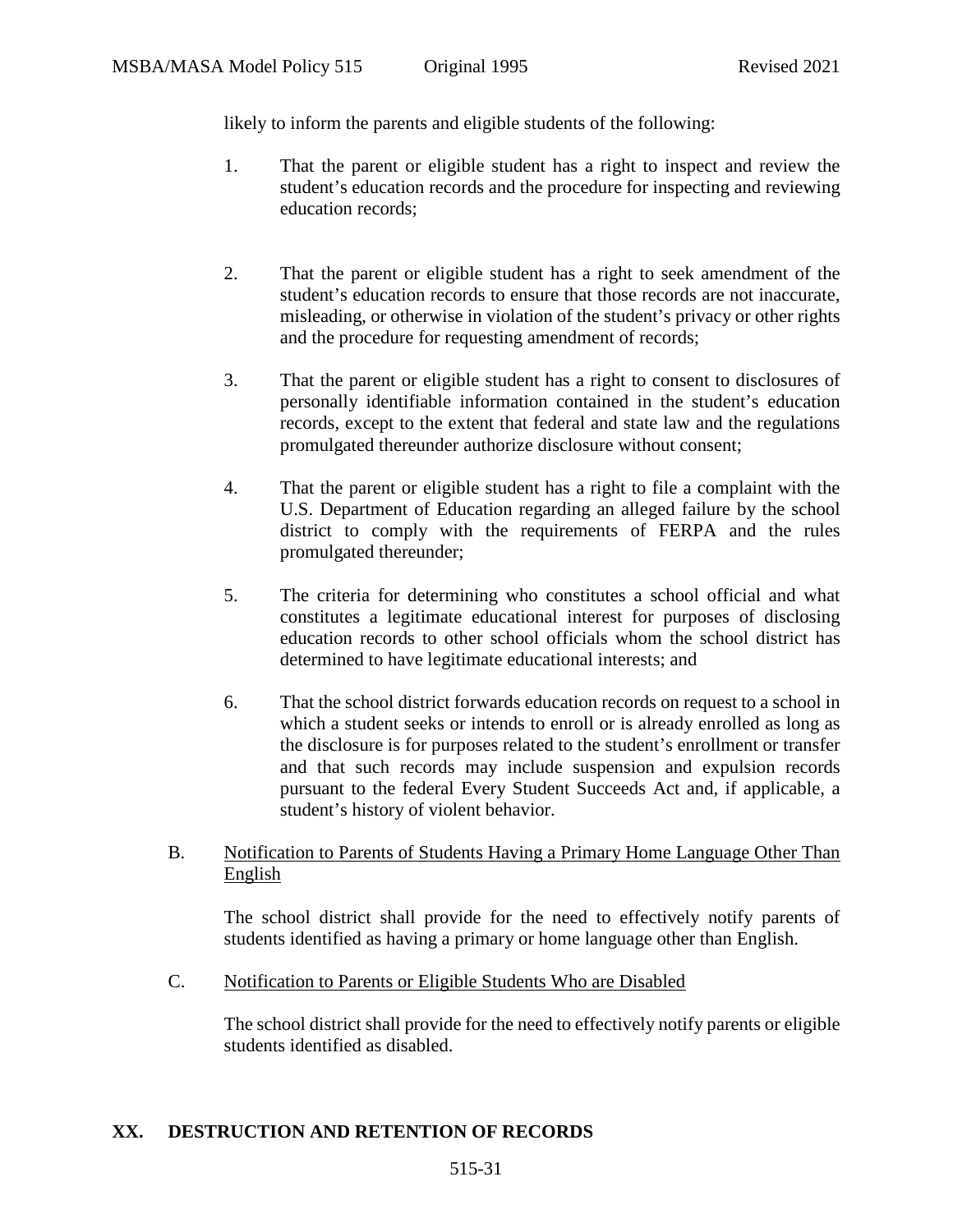likely to inform the parents and eligible students of the following:

1. That the parent or eligible student has a right to inspect and review the student's education records and the procedure for inspecting and reviewing education records;

2. That the parent or eligible student has a right to seek amendment of the student's education records to ensure that those records are not inaccurate, misleading, or otherwise in violation of the student's privacy or other rights and the procedure for requesting amendment of records;

3. That the parent or eligible student has a right to consent to disclosures of personally identifiable information contained in the student's education records, except to the extent that federal and state law and the regulations promulgated thereunder authorize disclosure without consent;

4. That the parent or eligible student has a right to file a complaint with the U.S. Department of Education regarding an alleged failure by the school district to comply with the requirements of FERPA and the rules promulgated thereunder;

5. The criteria for determining who constitutes a school official and what constitutes a legitimate educational interest for purposes of disclosing education records to other school officials whom the school district has determined to have legitimate educational interests; and

6. That the school district forwards education records on request to a school in which a student seeks or intends to enroll or is already enrolled as long as the disclosure is for purposes related to the student's enrollment or transfer and that such records may include suspension and expulsion records pursuant to the federal Every Student Succeeds Act and, if applicable, a student's history of violent behavior.

B. <u>Notification to Parents of Students Having a Primary Home Language Other Than English</u>

The school district shall provide for the need to effectively notify parents of students identified as having a primary or home language other than English.

C. <u>Notification to Parents or Eligible Students Who are Disabled</u>

The school district shall provide for the need to effectively notify parents or eligible students identified as disabled.

## XX. DESTRUCTION AND RETENTION OF RECORDS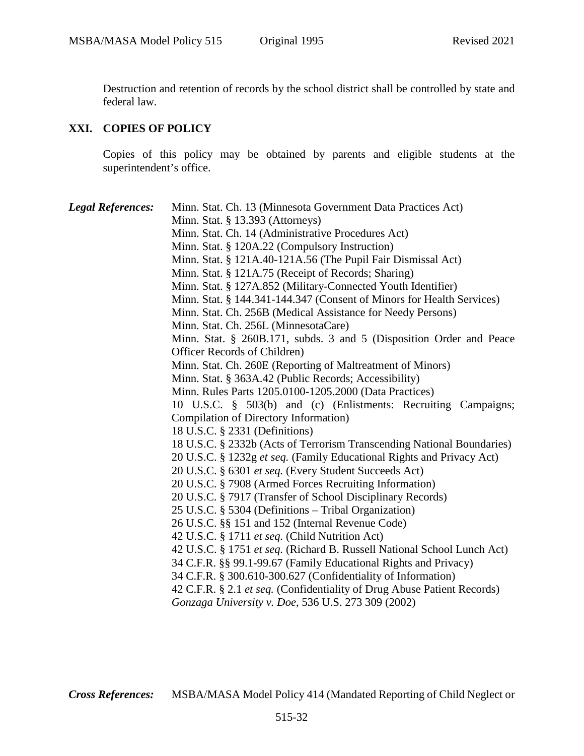Destruction and retention of records by the school district shall be controlled by state and federal law.

## XXI. COPIES OF POLICY

Copies of this policy may be obtained by parents and eligible students at the superintendent's office.

***Legal References:***

Minn. Stat. Ch. 13 (Minnesota Government Data Practices Act)
Minn. Stat. § 13.393 (Attorneys)
Minn. Stat. Ch. 14 (Administrative Procedures Act)
Minn. Stat. § 120A.22 (Compulsory Instruction)
Minn. Stat. § 121A.40-121A.56 (The Pupil Fair Dismissal Act)
Minn. Stat. § 121A.75 (Receipt of Records; Sharing)
Minn. Stat. § 127A.852 (Military-Connected Youth Identifier)
Minn. Stat. § 144.341-144.347 (Consent of Minors for Health Services)
Minn. Stat. Ch. 256B (Medical Assistance for Needy Persons)
Minn. Stat. Ch. 256L (MinnesotaCare)
Minn. Stat. § 260B.171, subds. 3 and 5 (Disposition Order and Peace Officer Records of Children)
Minn. Stat. Ch. 260E (Reporting of Maltreatment of Minors)
Minn. Stat. § 363A.42 (Public Records; Accessibility)
Minn. Rules Parts 1205.0100-1205.2000 (Data Practices)
10 U.S.C. § 503(b) and (c) (Enlistments: Recruiting Campaigns; Compilation of Directory Information)
18 U.S.C. § 2331 (Definitions)
18 U.S.C. § 2332b (Acts of Terrorism Transcending National Boundaries)
20 U.S.C. § 1232g *et seq.* (Family Educational Rights and Privacy Act)
20 U.S.C. § 6301 *et seq.* (Every Student Succeeds Act)
20 U.S.C. § 7908 (Armed Forces Recruiting Information)
20 U.S.C. § 7917 (Transfer of School Disciplinary Records)
25 U.S.C. § 5304 (Definitions – Tribal Organization)
26 U.S.C. §§ 151 and 152 (Internal Revenue Code)
42 U.S.C. § 1711 *et seq.* (Child Nutrition Act)
42 U.S.C. § 1751 *et seq.* (Richard B. Russell National School Lunch Act)
34 C.F.R. §§ 99.1-99.67 (Family Educational Rights and Privacy)
34 C.F.R. § 300.610-300.627 (Confidentiality of Information)
42 C.F.R. § 2.1 *et seq.* (Confidentiality of Drug Abuse Patient Records)
*Gonzaga University v. Doe*, 536 U.S. 273 309 (2002)

***Cross References:*** MSBA/MASA Model Policy 414 (Mandated Reporting of Child Neglect or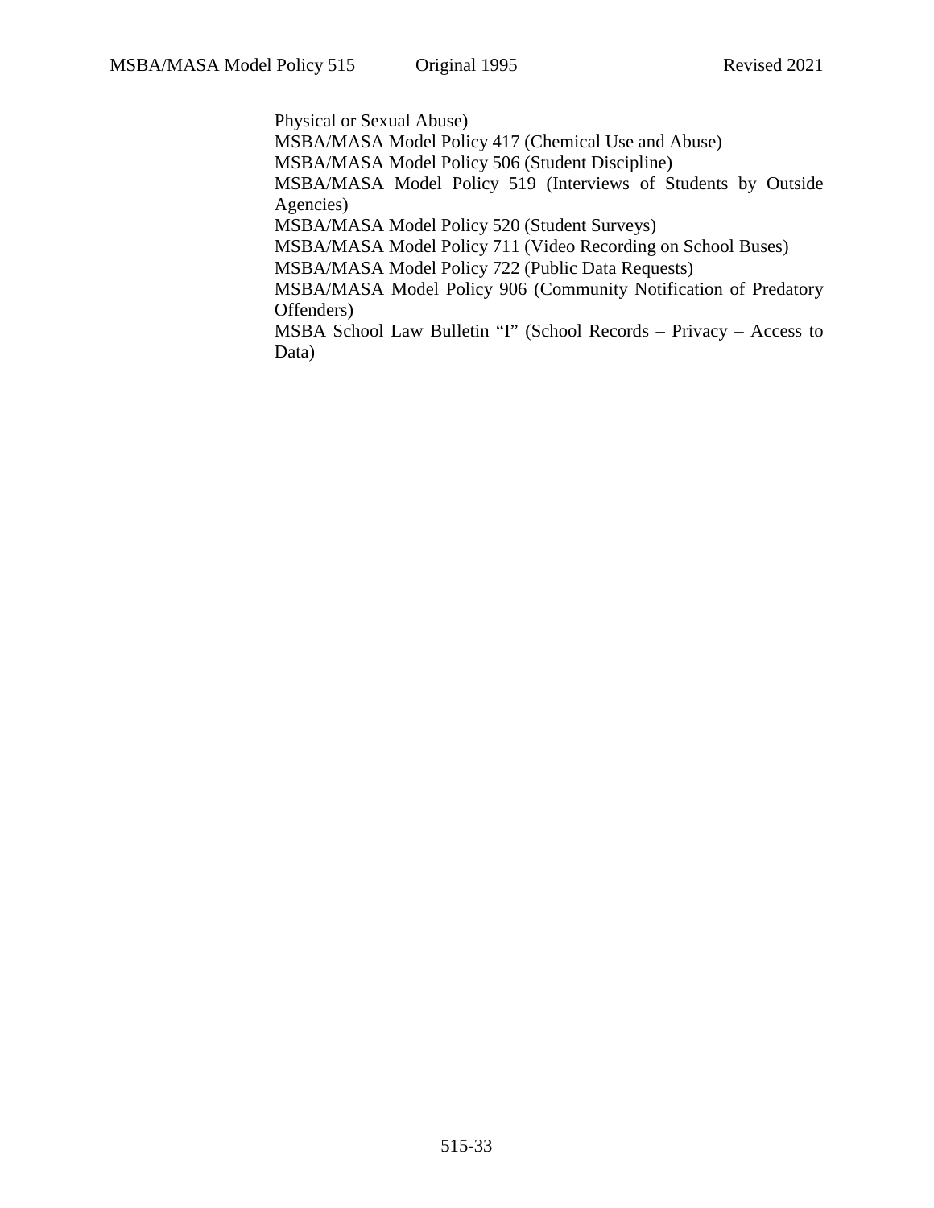Physical or Sexual Abuse)
MSBA/MASA Model Policy 417 (Chemical Use and Abuse)
MSBA/MASA Model Policy 506 (Student Discipline)
MSBA/MASA Model Policy 519 (Interviews of Students by Outside Agencies)
MSBA/MASA Model Policy 520 (Student Surveys)
MSBA/MASA Model Policy 711 (Video Recording on School Buses)
MSBA/MASA Model Policy 722 (Public Data Requests)
MSBA/MASA Model Policy 906 (Community Notification of Predatory Offenders)
MSBA School Law Bulletin "I" (School Records – Privacy – Access to Data)